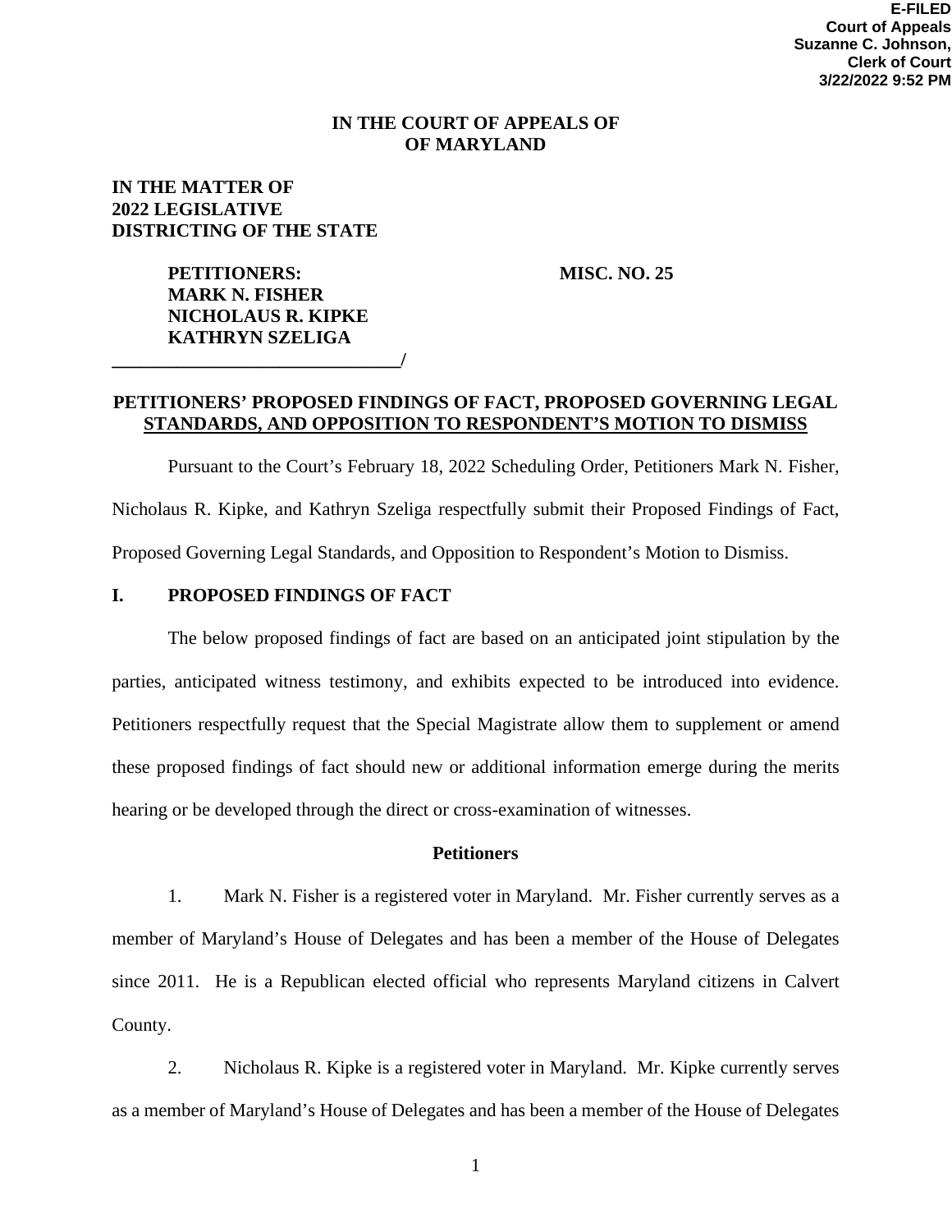E-FILED
Court of Appeals
Suzanne C. Johnson,
Clerk of Court
3/22/2022 9:52 PM

**IN THE COURT OF APPEALS OF**
**OF MARYLAND**

**IN THE MATTER OF**
**2022 LEGISLATIVE**
**DISTRICTING OF THE STATE**

**PETITIONERS:** **MISC. NO. 25**
**MARK N. FISHER**
**NICHOLAUS R. KIPKE**
**KATHRYN SZELIGA**
**_______________________________/**

## PETITIONERS' PROPOSED FINDINGS OF FACT, PROPOSED GOVERNING LEGAL STANDARDS, AND OPPOSITION TO RESPONDENT'S MOTION TO DISMISS

Pursuant to the Court's February 18, 2022 Scheduling Order, Petitioners Mark N. Fisher, Nicholaus R. Kipke, and Kathryn Szeliga respectfully submit their Proposed Findings of Fact, Proposed Governing Legal Standards, and Opposition to Respondent's Motion to Dismiss.

## I. PROPOSED FINDINGS OF FACT

The below proposed findings of fact are based on an anticipated joint stipulation by the parties, anticipated witness testimony, and exhibits expected to be introduced into evidence. Petitioners respectfully request that the Special Magistrate allow them to supplement or amend these proposed findings of fact should new or additional information emerge during the merits hearing or be developed through the direct or cross-examination of witnesses.

### Petitioners

1. Mark N. Fisher is a registered voter in Maryland. Mr. Fisher currently serves as a member of Maryland's House of Delegates and has been a member of the House of Delegates since 2011. He is a Republican elected official who represents Maryland citizens in Calvert County.

2. Nicholaus R. Kipke is a registered voter in Maryland. Mr. Kipke currently serves as a member of Maryland's House of Delegates and has been a member of the House of Delegates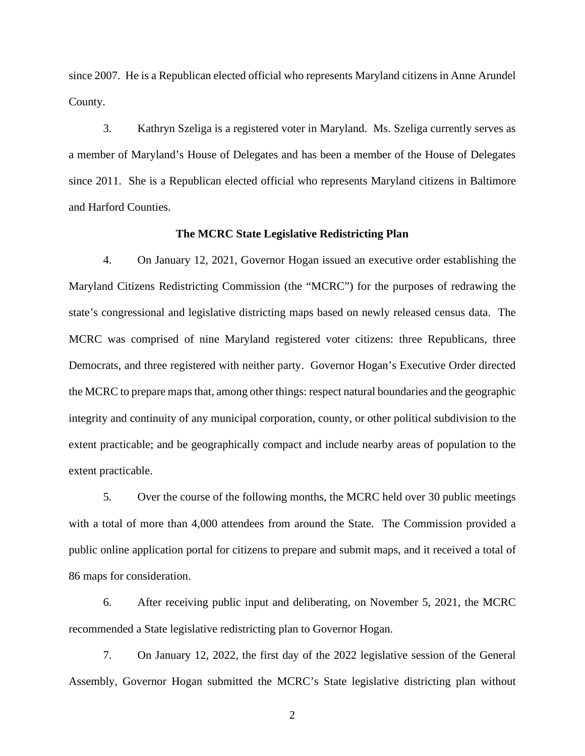since 2007. He is a Republican elected official who represents Maryland citizens in Anne Arundel County.

3. Kathryn Szeliga is a registered voter in Maryland. Ms. Szeliga currently serves as a member of Maryland's House of Delegates and has been a member of the House of Delegates since 2011. She is a Republican elected official who represents Maryland citizens in Baltimore and Harford Counties.

**The MCRC State Legislative Redistricting Plan**

4. On January 12, 2021, Governor Hogan issued an executive order establishing the Maryland Citizens Redistricting Commission (the "MCRC") for the purposes of redrawing the state's congressional and legislative districting maps based on newly released census data. The MCRC was comprised of nine Maryland registered voter citizens: three Republicans, three Democrats, and three registered with neither party. Governor Hogan's Executive Order directed the MCRC to prepare maps that, among other things: respect natural boundaries and the geographic integrity and continuity of any municipal corporation, county, or other political subdivision to the extent practicable; and be geographically compact and include nearby areas of population to the extent practicable.

5. Over the course of the following months, the MCRC held over 30 public meetings with a total of more than 4,000 attendees from around the State. The Commission provided a public online application portal for citizens to prepare and submit maps, and it received a total of 86 maps for consideration.

6. After receiving public input and deliberating, on November 5, 2021, the MCRC recommended a State legislative redistricting plan to Governor Hogan.

7. On January 12, 2022, the first day of the 2022 legislative session of the General Assembly, Governor Hogan submitted the MCRC's State legislative districting plan without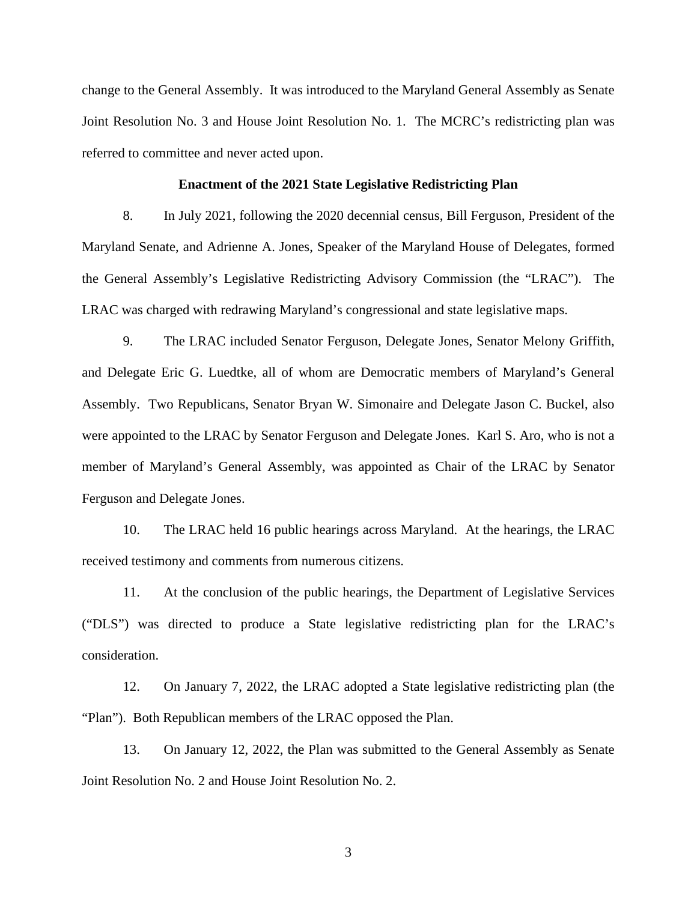change to the General Assembly. It was introduced to the Maryland General Assembly as Senate Joint Resolution No. 3 and House Joint Resolution No. 1. The MCRC's redistricting plan was referred to committee and never acted upon.

**Enactment of the 2021 State Legislative Redistricting Plan**

8. In July 2021, following the 2020 decennial census, Bill Ferguson, President of the Maryland Senate, and Adrienne A. Jones, Speaker of the Maryland House of Delegates, formed the General Assembly's Legislative Redistricting Advisory Commission (the "LRAC"). The LRAC was charged with redrawing Maryland's congressional and state legislative maps.

9. The LRAC included Senator Ferguson, Delegate Jones, Senator Melony Griffith, and Delegate Eric G. Luedtke, all of whom are Democratic members of Maryland's General Assembly. Two Republicans, Senator Bryan W. Simonaire and Delegate Jason C. Buckel, also were appointed to the LRAC by Senator Ferguson and Delegate Jones. Karl S. Aro, who is not a member of Maryland's General Assembly, was appointed as Chair of the LRAC by Senator Ferguson and Delegate Jones.

10. The LRAC held 16 public hearings across Maryland. At the hearings, the LRAC received testimony and comments from numerous citizens.

11. At the conclusion of the public hearings, the Department of Legislative Services ("DLS") was directed to produce a State legislative redistricting plan for the LRAC's consideration.

12. On January 7, 2022, the LRAC adopted a State legislative redistricting plan (the "Plan"). Both Republican members of the LRAC opposed the Plan.

13. On January 12, 2022, the Plan was submitted to the General Assembly as Senate Joint Resolution No. 2 and House Joint Resolution No. 2.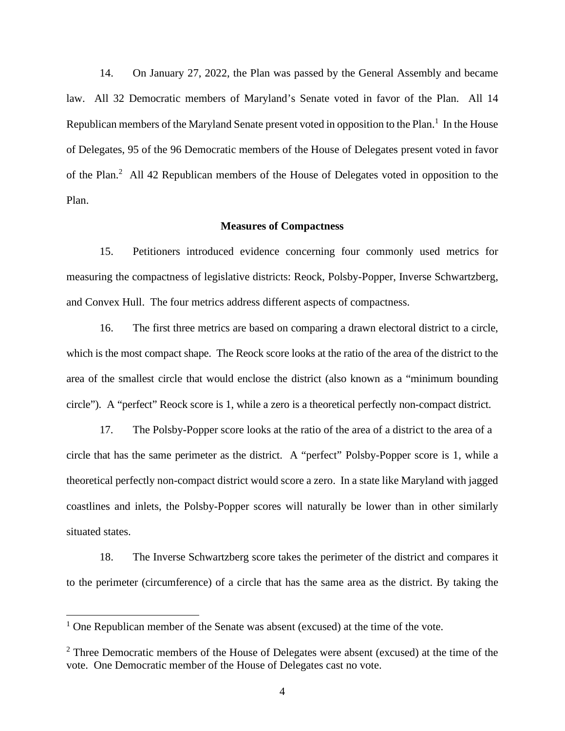14. On January 27, 2022, the Plan was passed by the General Assembly and became law. All 32 Democratic members of Maryland's Senate voted in favor of the Plan. All 14 Republican members of the Maryland Senate present voted in opposition to the Plan.[1] In the House of Delegates, 95 of the 96 Democratic members of the House of Delegates present voted in favor of the Plan.[2] All 42 Republican members of the House of Delegates voted in opposition to the Plan.

**Measures of Compactness**

15. Petitioners introduced evidence concerning four commonly used metrics for measuring the compactness of legislative districts: Reock, Polsby-Popper, Inverse Schwartzberg, and Convex Hull. The four metrics address different aspects of compactness.

16. The first three metrics are based on comparing a drawn electoral district to a circle, which is the most compact shape. The Reock score looks at the ratio of the area of the district to the area of the smallest circle that would enclose the district (also known as a "minimum bounding circle"). A "perfect" Reock score is 1, while a zero is a theoretical perfectly non-compact district.

17. The Polsby-Popper score looks at the ratio of the area of a district to the area of a circle that has the same perimeter as the district. A "perfect" Polsby-Popper score is 1, while a theoretical perfectly non-compact district would score a zero. In a state like Maryland with jagged coastlines and inlets, the Polsby-Popper scores will naturally be lower than in other similarly situated states.

18. The Inverse Schwartzberg score takes the perimeter of the district and compares it to the perimeter (circumference) of a circle that has the same area as the district. By taking the

[1] One Republican member of the Senate was absent (excused) at the time of the vote.

[2] Three Democratic members of the House of Delegates were absent (excused) at the time of the vote. One Democratic member of the House of Delegates cast no vote.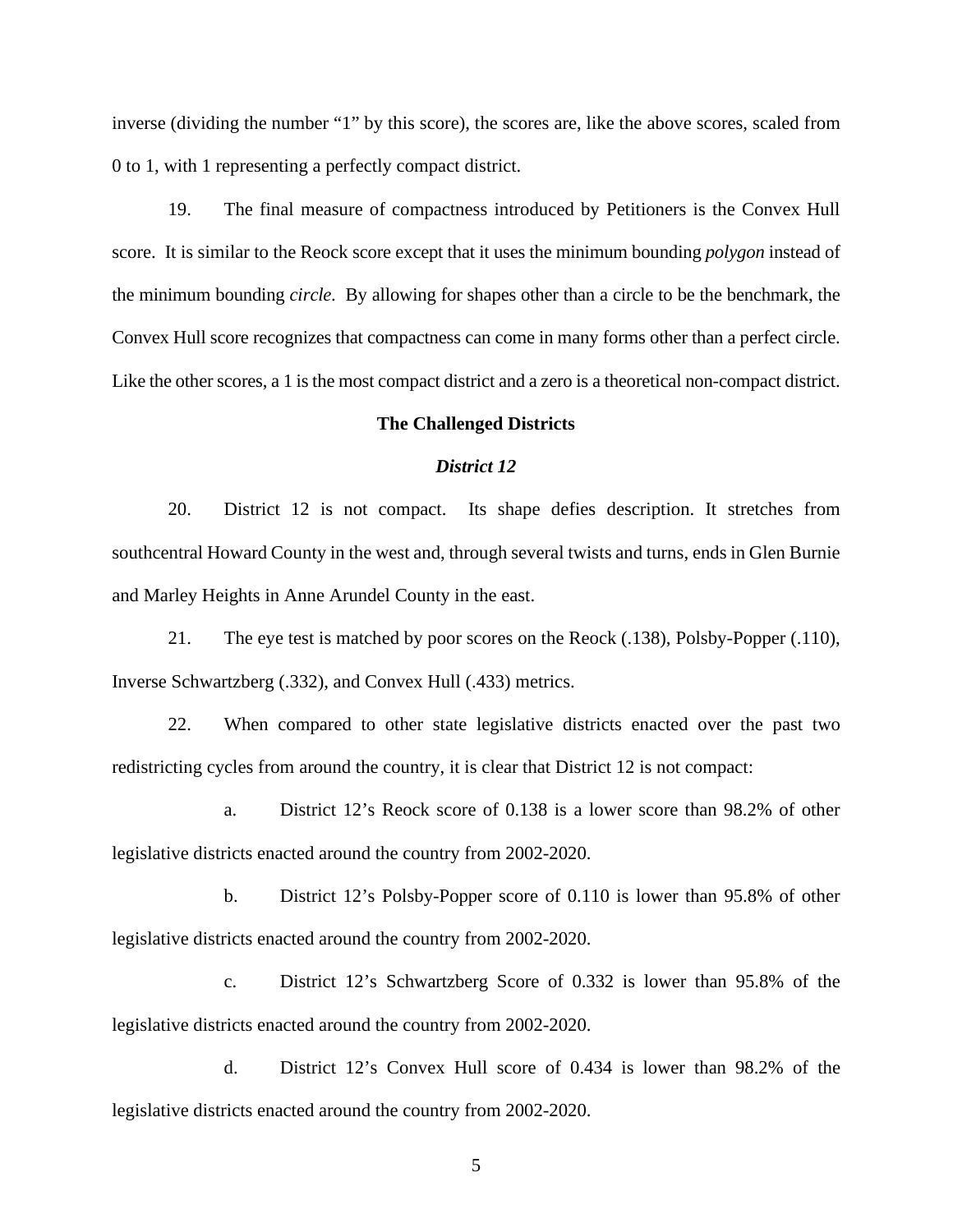inverse (dividing the number "1" by this score), the scores are, like the above scores, scaled from 0 to 1, with 1 representing a perfectly compact district.

19. The final measure of compactness introduced by Petitioners is the Convex Hull score. It is similar to the Reock score except that it uses the minimum bounding *polygon* instead of the minimum bounding *circle*. By allowing for shapes other than a circle to be the benchmark, the Convex Hull score recognizes that compactness can come in many forms other than a perfect circle. Like the other scores, a 1 is the most compact district and a zero is a theoretical non-compact district.

**The Challenged Districts**

***District 12***

20. District 12 is not compact. Its shape defies description. It stretches from southcentral Howard County in the west and, through several twists and turns, ends in Glen Burnie and Marley Heights in Anne Arundel County in the east.

21. The eye test is matched by poor scores on the Reock (.138), Polsby-Popper (.110), Inverse Schwartzberg (.332), and Convex Hull (.433) metrics.

22. When compared to other state legislative districts enacted over the past two redistricting cycles from around the country, it is clear that District 12 is not compact:

a. District 12's Reock score of 0.138 is a lower score than 98.2% of other legislative districts enacted around the country from 2002-2020.

b. District 12's Polsby-Popper score of 0.110 is lower than 95.8% of other legislative districts enacted around the country from 2002-2020.

c. District 12's Schwartzberg Score of 0.332 is lower than 95.8% of the legislative districts enacted around the country from 2002-2020.

d. District 12's Convex Hull score of 0.434 is lower than 98.2% of the legislative districts enacted around the country from 2002-2020.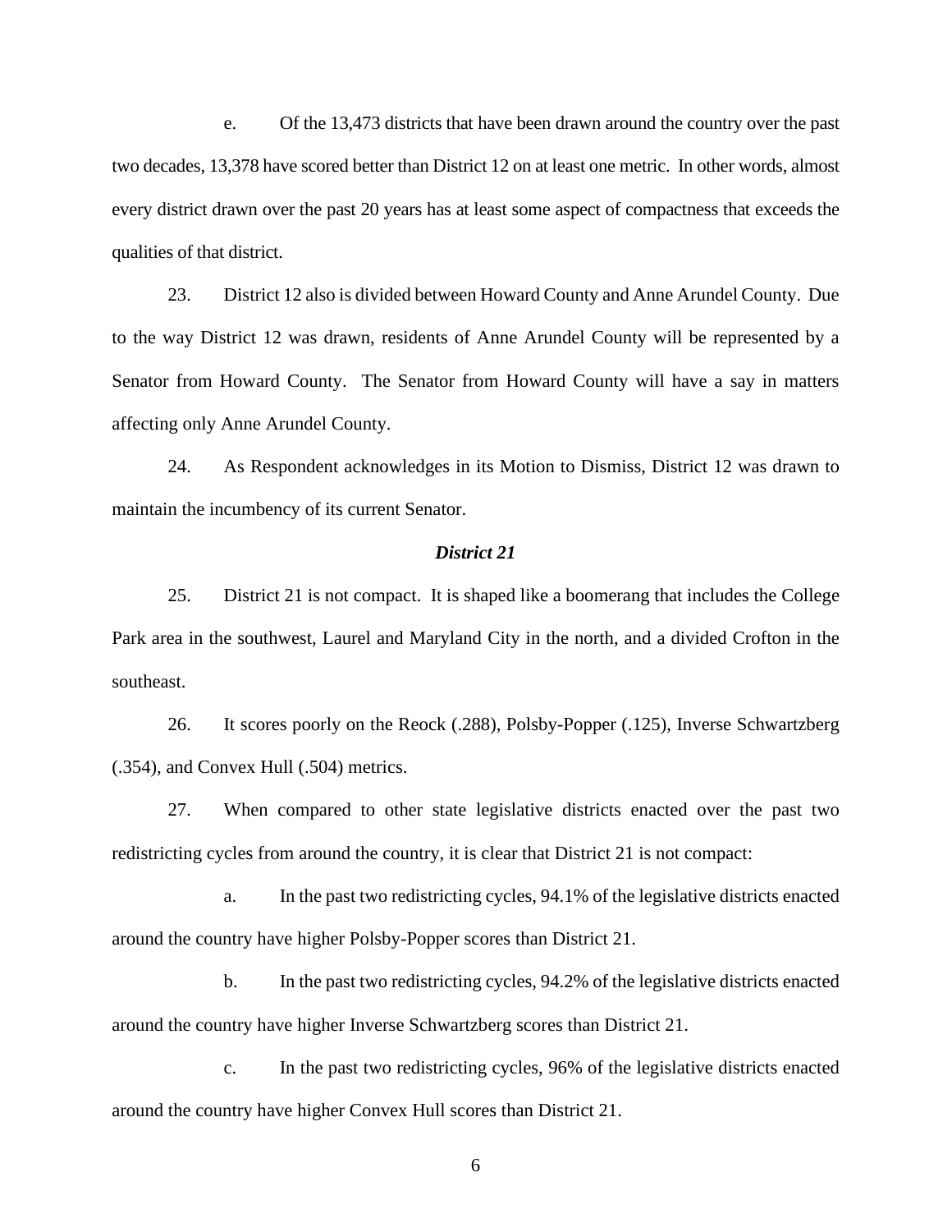e. Of the 13,473 districts that have been drawn around the country over the past two decades, 13,378 have scored better than District 12 on at least one metric. In other words, almost every district drawn over the past 20 years has at least some aspect of compactness that exceeds the qualities of that district.

23. District 12 also is divided between Howard County and Anne Arundel County. Due to the way District 12 was drawn, residents of Anne Arundel County will be represented by a Senator from Howard County. The Senator from Howard County will have a say in matters affecting only Anne Arundel County.

24. As Respondent acknowledges in its Motion to Dismiss, District 12 was drawn to maintain the incumbency of its current Senator.

### ***District 21***

25. District 21 is not compact. It is shaped like a boomerang that includes the College Park area in the southwest, Laurel and Maryland City in the north, and a divided Crofton in the southeast.

26. It scores poorly on the Reock (.288), Polsby-Popper (.125), Inverse Schwartzberg (.354), and Convex Hull (.504) metrics.

27. When compared to other state legislative districts enacted over the past two redistricting cycles from around the country, it is clear that District 21 is not compact:

a. In the past two redistricting cycles, 94.1% of the legislative districts enacted around the country have higher Polsby-Popper scores than District 21.

b. In the past two redistricting cycles, 94.2% of the legislative districts enacted around the country have higher Inverse Schwartzberg scores than District 21.

c. In the past two redistricting cycles, 96% of the legislative districts enacted around the country have higher Convex Hull scores than District 21.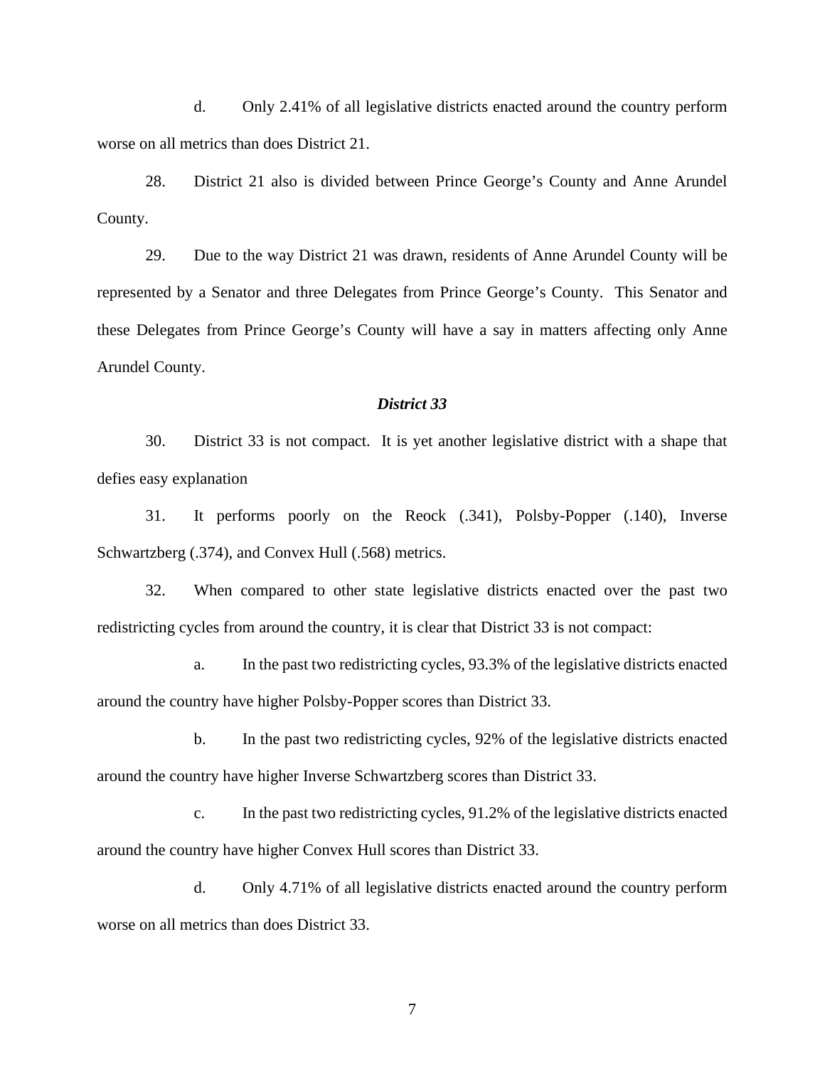d. Only 2.41% of all legislative districts enacted around the country perform worse on all metrics than does District 21.

28. District 21 also is divided between Prince George's County and Anne Arundel County.

29. Due to the way District 21 was drawn, residents of Anne Arundel County will be represented by a Senator and three Delegates from Prince George's County. This Senator and these Delegates from Prince George's County will have a say in matters affecting only Anne Arundel County.

***District 33***

30. District 33 is not compact. It is yet another legislative district with a shape that defies easy explanation

31. It performs poorly on the Reock (.341), Polsby-Popper (.140), Inverse Schwartzberg (.374), and Convex Hull (.568) metrics.

32. When compared to other state legislative districts enacted over the past two redistricting cycles from around the country, it is clear that District 33 is not compact:

a. In the past two redistricting cycles, 93.3% of the legislative districts enacted around the country have higher Polsby-Popper scores than District 33.

b. In the past two redistricting cycles, 92% of the legislative districts enacted around the country have higher Inverse Schwartzberg scores than District 33.

c. In the past two redistricting cycles, 91.2% of the legislative districts enacted around the country have higher Convex Hull scores than District 33.

d. Only 4.71% of all legislative districts enacted around the country perform worse on all metrics than does District 33.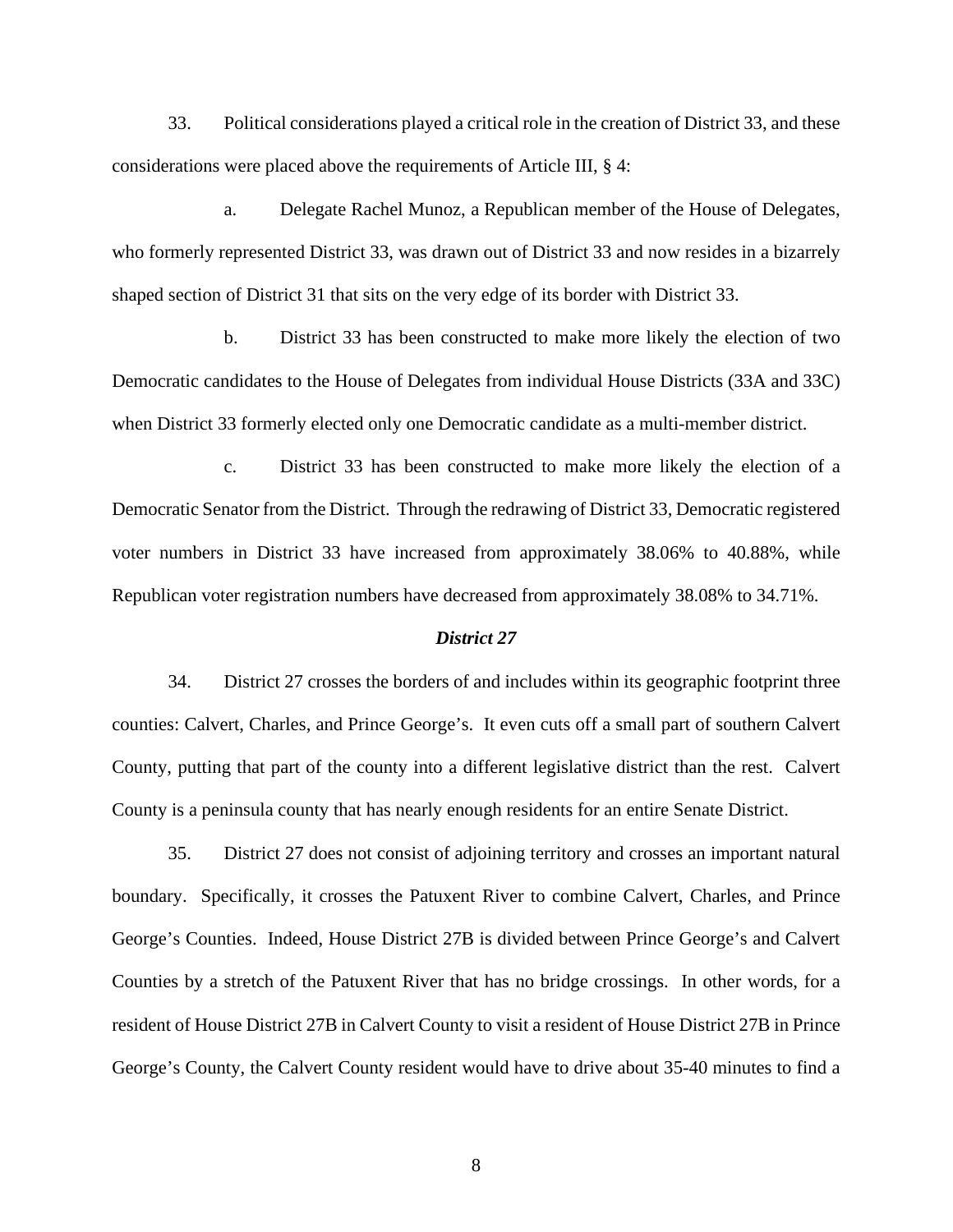33. Political considerations played a critical role in the creation of District 33, and these considerations were placed above the requirements of Article III, § 4:

a. Delegate Rachel Munoz, a Republican member of the House of Delegates, who formerly represented District 33, was drawn out of District 33 and now resides in a bizarrely shaped section of District 31 that sits on the very edge of its border with District 33.

b. District 33 has been constructed to make more likely the election of two Democratic candidates to the House of Delegates from individual House Districts (33A and 33C) when District 33 formerly elected only one Democratic candidate as a multi-member district.

c. District 33 has been constructed to make more likely the election of a Democratic Senator from the District. Through the redrawing of District 33, Democratic registered voter numbers in District 33 have increased from approximately 38.06% to 40.88%, while Republican voter registration numbers have decreased from approximately 38.08% to 34.71%.

### *District 27*

34. District 27 crosses the borders of and includes within its geographic footprint three counties: Calvert, Charles, and Prince George's. It even cuts off a small part of southern Calvert County, putting that part of the county into a different legislative district than the rest. Calvert County is a peninsula county that has nearly enough residents for an entire Senate District.

35. District 27 does not consist of adjoining territory and crosses an important natural boundary. Specifically, it crosses the Patuxent River to combine Calvert, Charles, and Prince George's Counties. Indeed, House District 27B is divided between Prince George's and Calvert Counties by a stretch of the Patuxent River that has no bridge crossings. In other words, for a resident of House District 27B in Calvert County to visit a resident of House District 27B in Prince George's County, the Calvert County resident would have to drive about 35-40 minutes to find a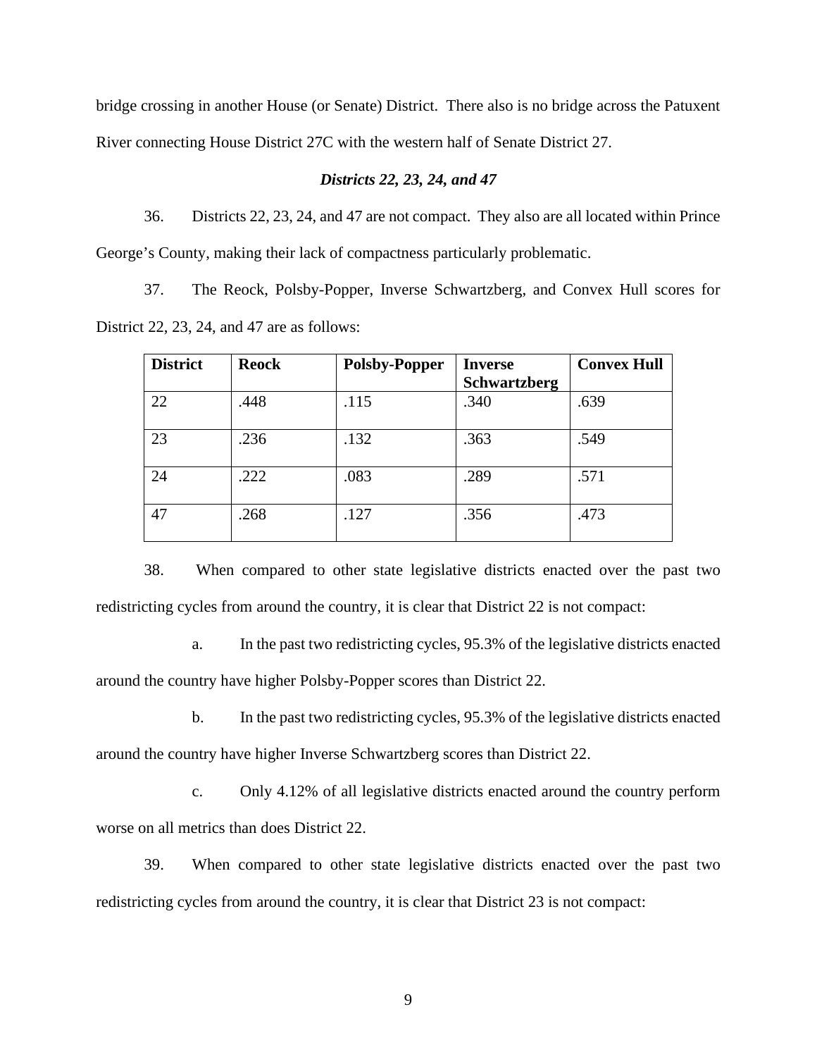bridge crossing in another House (or Senate) District. There also is no bridge across the Patuxent River connecting House District 27C with the western half of Senate District 27.

***Districts 22, 23, 24, and 47***

36. Districts 22, 23, 24, and 47 are not compact. They also are all located within Prince George's County, making their lack of compactness particularly problematic.

37. The Reock, Polsby-Popper, Inverse Schwartzberg, and Convex Hull scores for District 22, 23, 24, and 47 are as follows:

| District | Reock | Polsby-Popper | Inverse Schwartzberg | Convex Hull |
|---|---|---|---|---|
| 22 | .448 | .115 | .340 | .639 |
| 23 | .236 | .132 | .363 | .549 |
| 24 | .222 | .083 | .289 | .571 |
| 47 | .268 | .127 | .356 | .473 |

38. When compared to other state legislative districts enacted over the past two redistricting cycles from around the country, it is clear that District 22 is not compact:

a. In the past two redistricting cycles, 95.3% of the legislative districts enacted around the country have higher Polsby-Popper scores than District 22.

b. In the past two redistricting cycles, 95.3% of the legislative districts enacted around the country have higher Inverse Schwartzberg scores than District 22.

c. Only 4.12% of all legislative districts enacted around the country perform worse on all metrics than does District 22.

39. When compared to other state legislative districts enacted over the past two redistricting cycles from around the country, it is clear that District 23 is not compact: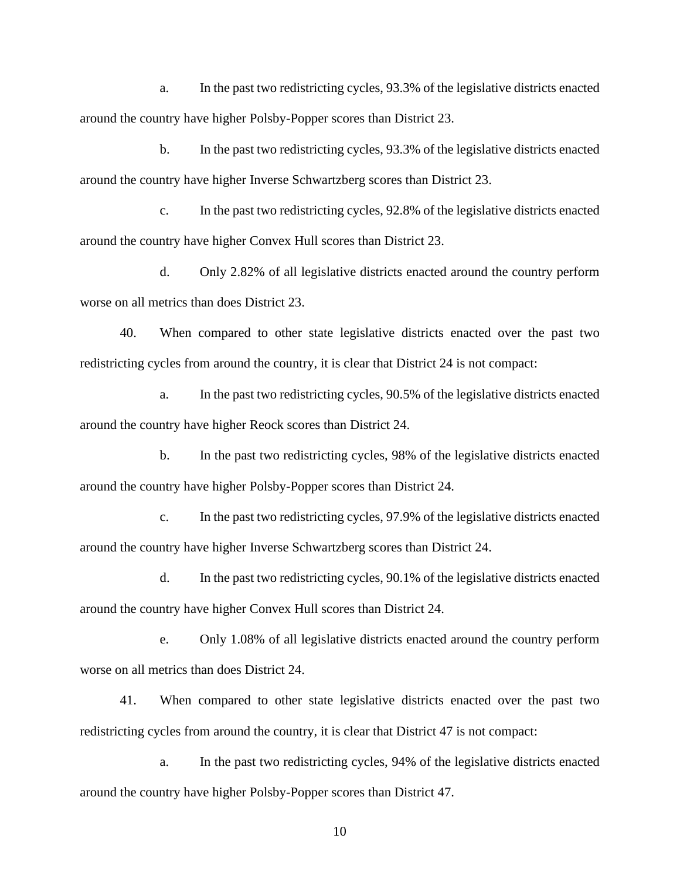a. In the past two redistricting cycles, 93.3% of the legislative districts enacted around the country have higher Polsby-Popper scores than District 23.

b. In the past two redistricting cycles, 93.3% of the legislative districts enacted around the country have higher Inverse Schwartzberg scores than District 23.

c. In the past two redistricting cycles, 92.8% of the legislative districts enacted around the country have higher Convex Hull scores than District 23.

d. Only 2.82% of all legislative districts enacted around the country perform worse on all metrics than does District 23.

40. When compared to other state legislative districts enacted over the past two redistricting cycles from around the country, it is clear that District 24 is not compact:

a. In the past two redistricting cycles, 90.5% of the legislative districts enacted around the country have higher Reock scores than District 24.

b. In the past two redistricting cycles, 98% of the legislative districts enacted around the country have higher Polsby-Popper scores than District 24.

c. In the past two redistricting cycles, 97.9% of the legislative districts enacted around the country have higher Inverse Schwartzberg scores than District 24.

d. In the past two redistricting cycles, 90.1% of the legislative districts enacted around the country have higher Convex Hull scores than District 24.

e. Only 1.08% of all legislative districts enacted around the country perform worse on all metrics than does District 24.

41. When compared to other state legislative districts enacted over the past two redistricting cycles from around the country, it is clear that District 47 is not compact:

a. In the past two redistricting cycles, 94% of the legislative districts enacted around the country have higher Polsby-Popper scores than District 47.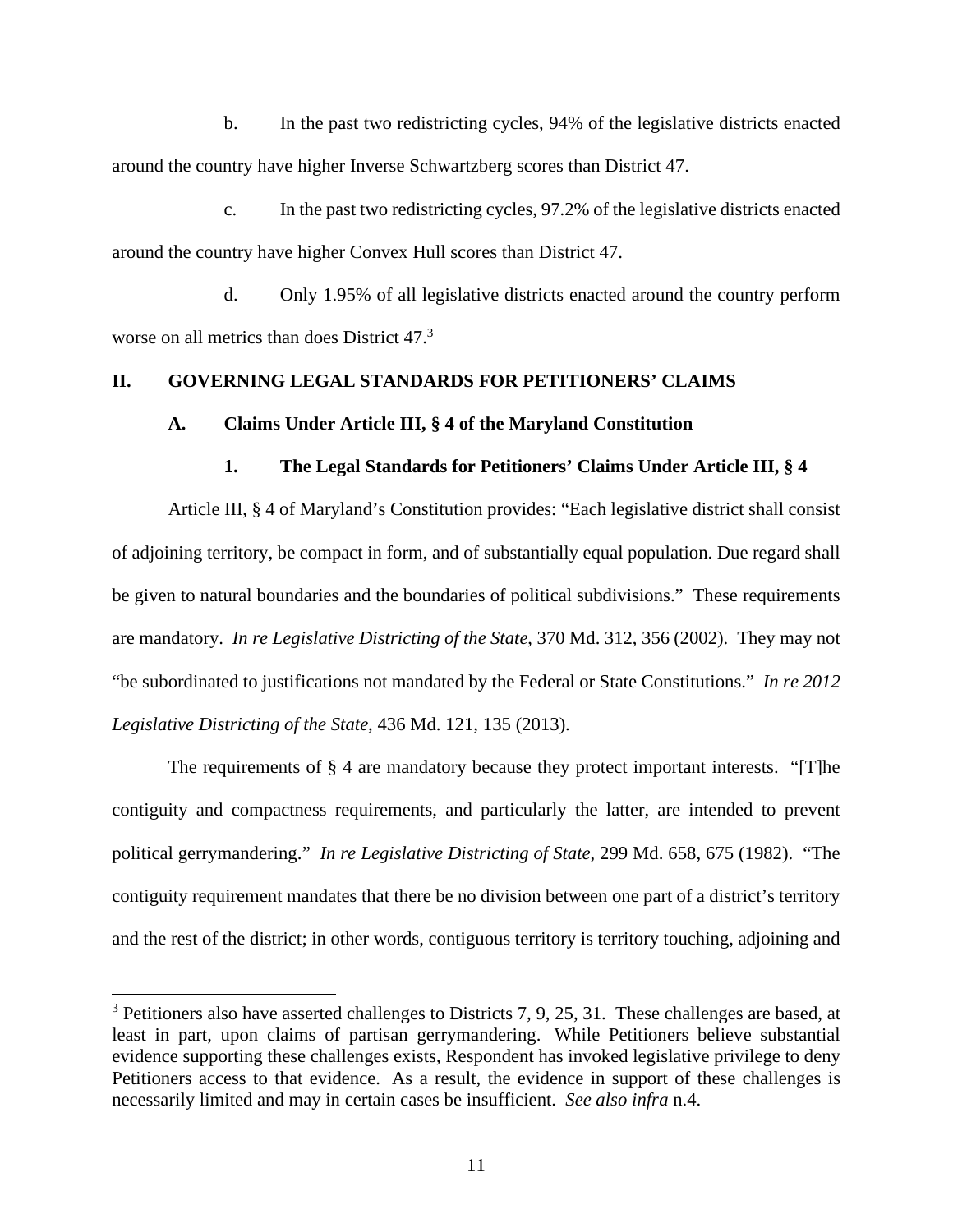b. In the past two redistricting cycles, 94% of the legislative districts enacted around the country have higher Inverse Schwartzberg scores than District 47.

c. In the past two redistricting cycles, 97.2% of the legislative districts enacted around the country have higher Convex Hull scores than District 47.

d. Only 1.95% of all legislative districts enacted around the country perform worse on all metrics than does District 47.[3]

## II. GOVERNING LEGAL STANDARDS FOR PETITIONERS' CLAIMS

### A. Claims Under Article III, § 4 of the Maryland Constitution

#### 1. The Legal Standards for Petitioners' Claims Under Article III, § 4

Article III, § 4 of Maryland's Constitution provides: "Each legislative district shall consist of adjoining territory, be compact in form, and of substantially equal population. Due regard shall be given to natural boundaries and the boundaries of political subdivisions." These requirements are mandatory. *In re Legislative Districting of the State*, 370 Md. 312, 356 (2002). They may not "be subordinated to justifications not mandated by the Federal or State Constitutions." *In re 2012 Legislative Districting of the State*, 436 Md. 121, 135 (2013).

The requirements of § 4 are mandatory because they protect important interests. "[T]he contiguity and compactness requirements, and particularly the latter, are intended to prevent political gerrymandering." *In re Legislative Districting of State*, 299 Md. 658, 675 (1982). "The contiguity requirement mandates that there be no division between one part of a district's territory and the rest of the district; in other words, contiguous territory is territory touching, adjoining and

[3] Petitioners also have asserted challenges to Districts 7, 9, 25, 31. These challenges are based, at least in part, upon claims of partisan gerrymandering. While Petitioners believe substantial evidence supporting these challenges exists, Respondent has invoked legislative privilege to deny Petitioners access to that evidence. As a result, the evidence in support of these challenges is necessarily limited and may in certain cases be insufficient. *See also infra* n.4.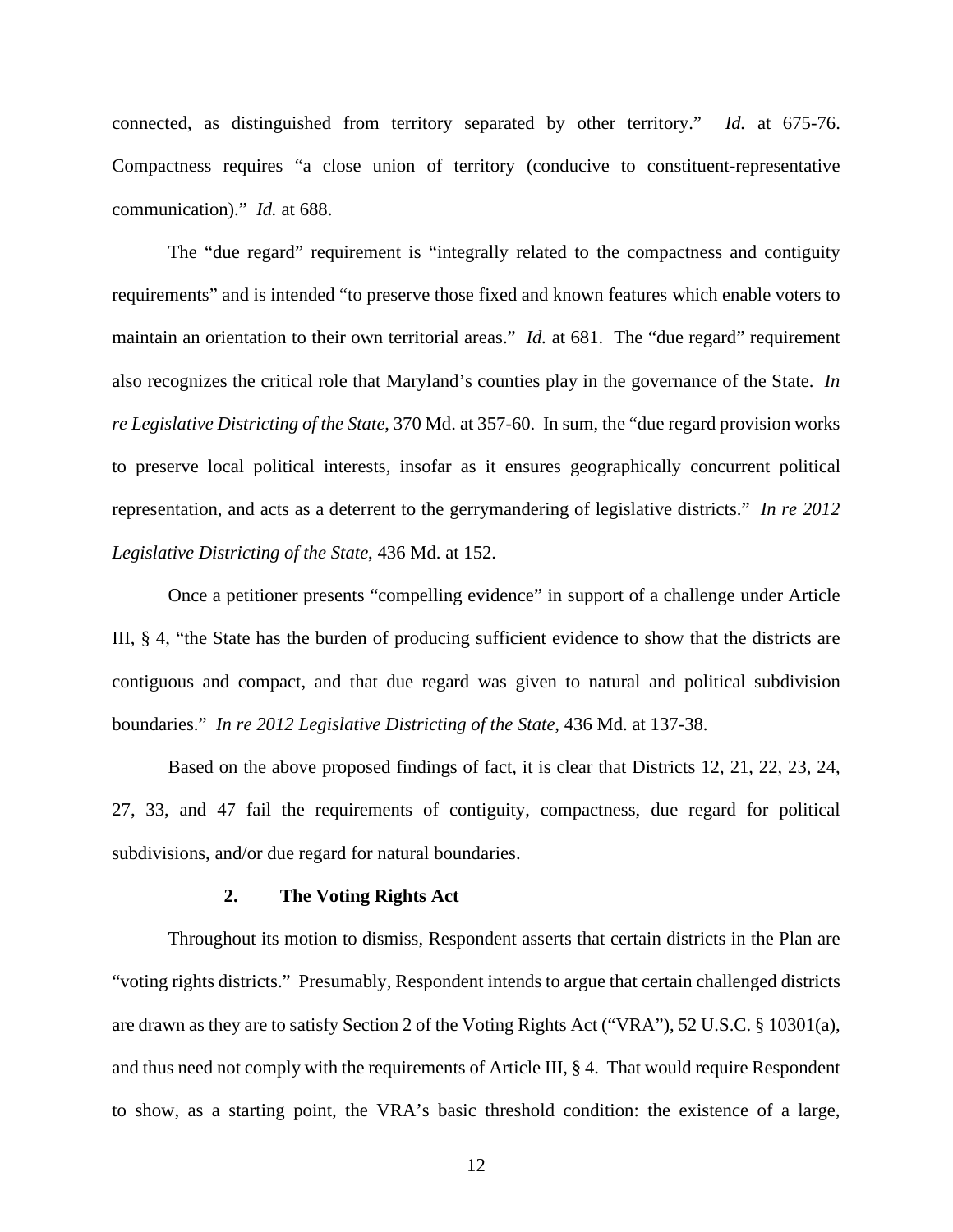connected, as distinguished from territory separated by other territory." *Id.* at 675-76. Compactness requires "a close union of territory (conducive to constituent-representative communication)." *Id.* at 688.

The "due regard" requirement is "integrally related to the compactness and contiguity requirements" and is intended "to preserve those fixed and known features which enable voters to maintain an orientation to their own territorial areas." *Id.* at 681. The "due regard" requirement also recognizes the critical role that Maryland's counties play in the governance of the State. *In re Legislative Districting of the State*, 370 Md. at 357-60. In sum, the "due regard provision works to preserve local political interests, insofar as it ensures geographically concurrent political representation, and acts as a deterrent to the gerrymandering of legislative districts." *In re 2012 Legislative Districting of the State*, 436 Md. at 152.

Once a petitioner presents "compelling evidence" in support of a challenge under Article III, § 4, "the State has the burden of producing sufficient evidence to show that the districts are contiguous and compact, and that due regard was given to natural and political subdivision boundaries." *In re 2012 Legislative Districting of the State*, 436 Md. at 137-38.

Based on the above proposed findings of fact, it is clear that Districts 12, 21, 22, 23, 24, 27, 33, and 47 fail the requirements of contiguity, compactness, due regard for political subdivisions, and/or due regard for natural boundaries.

### 2. The Voting Rights Act

Throughout its motion to dismiss, Respondent asserts that certain districts in the Plan are "voting rights districts." Presumably, Respondent intends to argue that certain challenged districts are drawn as they are to satisfy Section 2 of the Voting Rights Act ("VRA"), 52 U.S.C. § 10301(a), and thus need not comply with the requirements of Article III, § 4. That would require Respondent to show, as a starting point, the VRA's basic threshold condition: the existence of a large,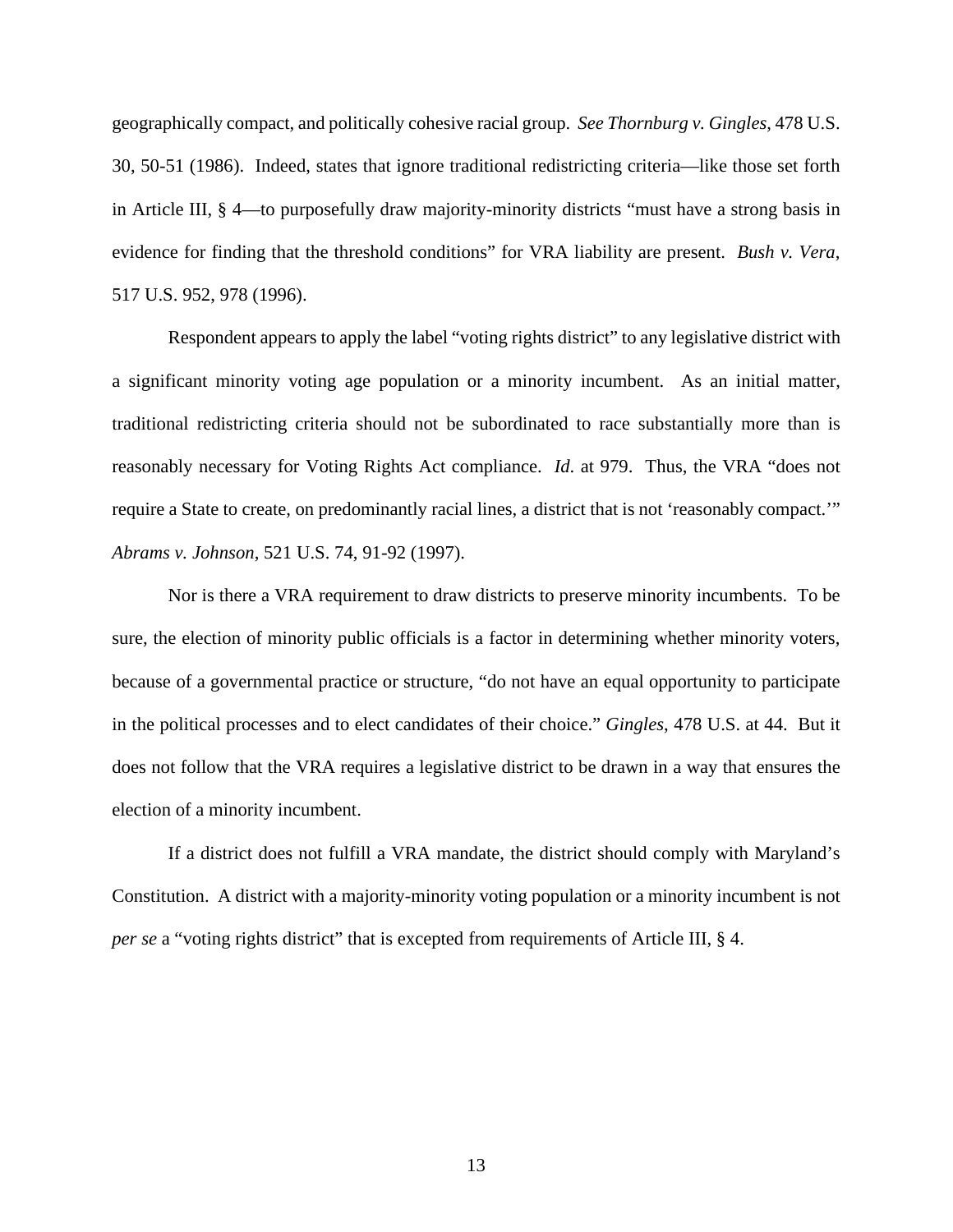geographically compact, and politically cohesive racial group. *See Thornburg v. Gingles*, 478 U.S. 30, 50-51 (1986). Indeed, states that ignore traditional redistricting criteria—like those set forth in Article III, § 4—to purposefully draw majority-minority districts "must have a strong basis in evidence for finding that the threshold conditions" for VRA liability are present. *Bush v. Vera*, 517 U.S. 952, 978 (1996).

Respondent appears to apply the label "voting rights district" to any legislative district with a significant minority voting age population or a minority incumbent. As an initial matter, traditional redistricting criteria should not be subordinated to race substantially more than is reasonably necessary for Voting Rights Act compliance. *Id*. at 979. Thus, the VRA "does not require a State to create, on predominantly racial lines, a district that is not 'reasonably compact.'" *Abrams v. Johnson*, 521 U.S. 74, 91-92 (1997).

Nor is there a VRA requirement to draw districts to preserve minority incumbents. To be sure, the election of minority public officials is a factor in determining whether minority voters, because of a governmental practice or structure, "do not have an equal opportunity to participate in the political processes and to elect candidates of their choice." *Gingles*, 478 U.S. at 44. But it does not follow that the VRA requires a legislative district to be drawn in a way that ensures the election of a minority incumbent.

If a district does not fulfill a VRA mandate, the district should comply with Maryland's Constitution. A district with a majority-minority voting population or a minority incumbent is not *per se* a "voting rights district" that is excepted from requirements of Article III, § 4.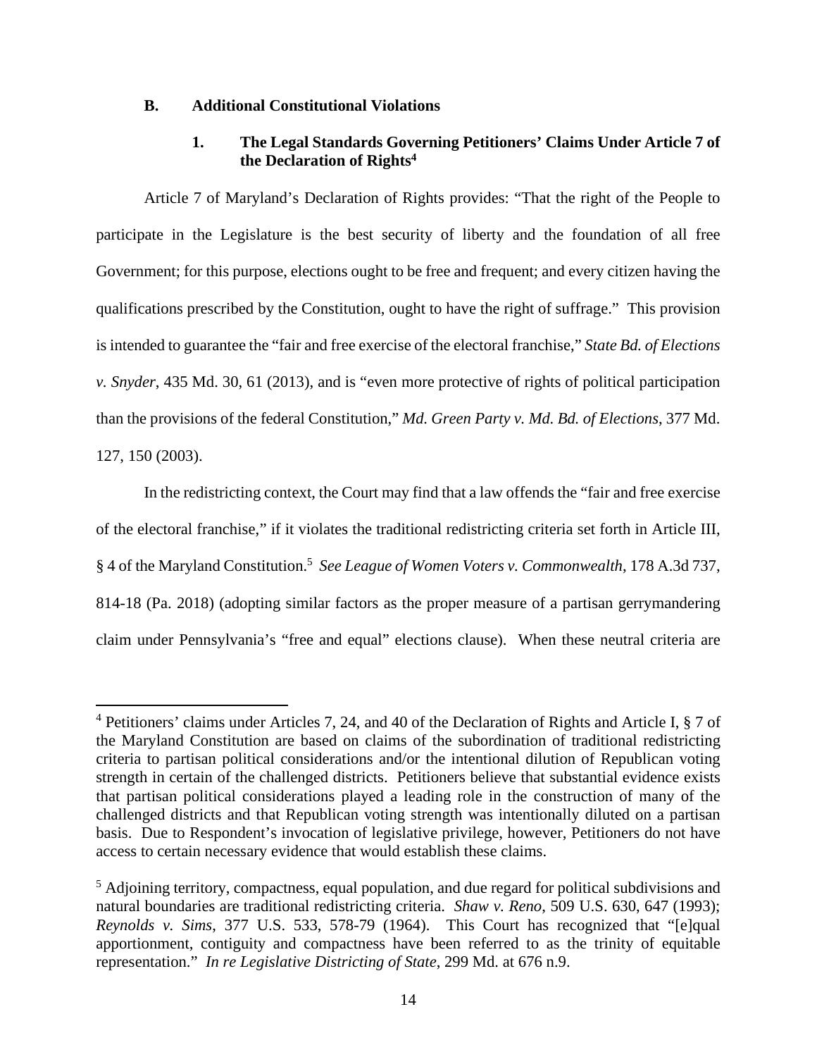### B. Additional Constitutional Violations

#### 1. The Legal Standards Governing Petitioners' Claims Under Article 7 of the Declaration of Rights[4]

Article 7 of Maryland's Declaration of Rights provides: "That the right of the People to participate in the Legislature is the best security of liberty and the foundation of all free Government; for this purpose, elections ought to be free and frequent; and every citizen having the qualifications prescribed by the Constitution, ought to have the right of suffrage." This provision is intended to guarantee the "fair and free exercise of the electoral franchise," *State Bd. of Elections v. Snyder*, 435 Md. 30, 61 (2013), and is "even more protective of rights of political participation than the provisions of the federal Constitution," *Md. Green Party v. Md. Bd. of Elections*, 377 Md. 127, 150 (2003).

In the redistricting context, the Court may find that a law offends the "fair and free exercise of the electoral franchise," if it violates the traditional redistricting criteria set forth in Article III, § 4 of the Maryland Constitution.[5] *See League of Women Voters v. Commonwealth*, 178 A.3d 737, 814-18 (Pa. 2018) (adopting similar factors as the proper measure of a partisan gerrymandering claim under Pennsylvania's "free and equal" elections clause). When these neutral criteria are

---

[4] Petitioners' claims under Articles 7, 24, and 40 of the Declaration of Rights and Article I, § 7 of the Maryland Constitution are based on claims of the subordination of traditional redistricting criteria to partisan political considerations and/or the intentional dilution of Republican voting strength in certain of the challenged districts. Petitioners believe that substantial evidence exists that partisan political considerations played a leading role in the construction of many of the challenged districts and that Republican voting strength was intentionally diluted on a partisan basis. Due to Respondent's invocation of legislative privilege, however, Petitioners do not have access to certain necessary evidence that would establish these claims.

[5] Adjoining territory, compactness, equal population, and due regard for political subdivisions and natural boundaries are traditional redistricting criteria. *Shaw v. Reno*, 509 U.S. 630, 647 (1993); *Reynolds v. Sims*, 377 U.S. 533, 578-79 (1964). This Court has recognized that "[e]qual apportionment, contiguity and compactness have been referred to as the trinity of equitable representation." *In re Legislative Districting of State*, 299 Md. at 676 n.9.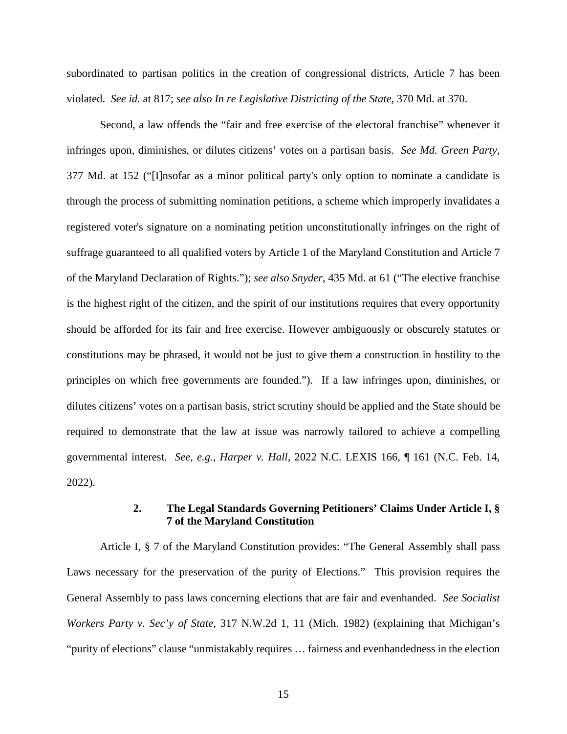subordinated to partisan politics in the creation of congressional districts, Article 7 has been violated. *See id.* at 817; *see also In re Legislative Districting of the State*, 370 Md. at 370.

Second, a law offends the "fair and free exercise of the electoral franchise" whenever it infringes upon, diminishes, or dilutes citizens' votes on a partisan basis. *See Md. Green Party*, 377 Md. at 152 ("[I]nsofar as a minor political party's only option to nominate a candidate is through the process of submitting nomination petitions, a scheme which improperly invalidates a registered voter's signature on a nominating petition unconstitutionally infringes on the right of suffrage guaranteed to all qualified voters by Article 1 of the Maryland Constitution and Article 7 of the Maryland Declaration of Rights."); *see also Snyder*, 435 Md. at 61 ("The elective franchise is the highest right of the citizen, and the spirit of our institutions requires that every opportunity should be afforded for its fair and free exercise. However ambiguously or obscurely statutes or constitutions may be phrased, it would not be just to give them a construction in hostility to the principles on which free governments are founded."). If a law infringes upon, diminishes, or dilutes citizens' votes on a partisan basis, strict scrutiny should be applied and the State should be required to demonstrate that the law at issue was narrowly tailored to achieve a compelling governmental interest. *See, e.g.*, *Harper v. Hall*, 2022 N.C. LEXIS 166, ¶ 161 (N.C. Feb. 14, 2022).

### 2. The Legal Standards Governing Petitioners' Claims Under Article I, § 7 of the Maryland Constitution

Article I, § 7 of the Maryland Constitution provides: "The General Assembly shall pass Laws necessary for the preservation of the purity of Elections." This provision requires the General Assembly to pass laws concerning elections that are fair and evenhanded. *See Socialist Workers Party v. Sec'y of State*, 317 N.W.2d 1, 11 (Mich. 1982) (explaining that Michigan's "purity of elections" clause "unmistakably requires … fairness and evenhandedness in the election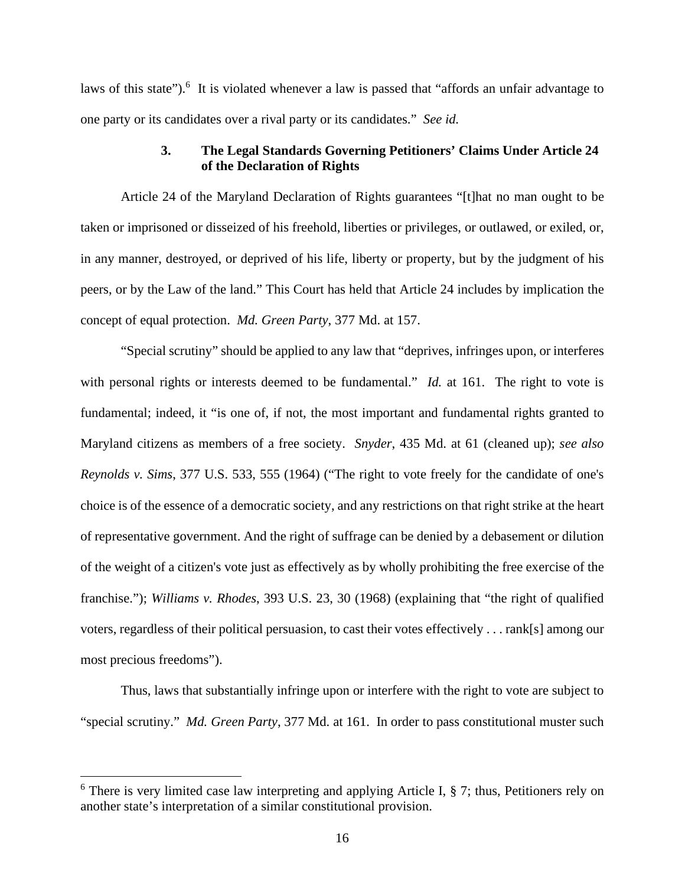laws of this state").[6] It is violated whenever a law is passed that "affords an unfair advantage to one party or its candidates over a rival party or its candidates." *See id.*

### 3. The Legal Standards Governing Petitioners' Claims Under Article 24 of the Declaration of Rights

Article 24 of the Maryland Declaration of Rights guarantees "[t]hat no man ought to be taken or imprisoned or disseized of his freehold, liberties or privileges, or outlawed, or exiled, or, in any manner, destroyed, or deprived of his life, liberty or property, but by the judgment of his peers, or by the Law of the land." This Court has held that Article 24 includes by implication the concept of equal protection. *Md. Green Party*, 377 Md. at 157.

"Special scrutiny" should be applied to any law that "deprives, infringes upon, or interferes with personal rights or interests deemed to be fundamental." *Id.* at 161. The right to vote is fundamental; indeed, it "is one of, if not, the most important and fundamental rights granted to Maryland citizens as members of a free society. *Snyder*, 435 Md. at 61 (cleaned up); *see also Reynolds v. Sims*, 377 U.S. 533, 555 (1964) ("The right to vote freely for the candidate of one's choice is of the essence of a democratic society, and any restrictions on that right strike at the heart of representative government. And the right of suffrage can be denied by a debasement or dilution of the weight of a citizen's vote just as effectively as by wholly prohibiting the free exercise of the franchise."); *Williams v. Rhodes*, 393 U.S. 23, 30 (1968) (explaining that "the right of qualified voters, regardless of their political persuasion, to cast their votes effectively . . . rank[s] among our most precious freedoms").

Thus, laws that substantially infringe upon or interfere with the right to vote are subject to "special scrutiny." *Md. Green Party*, 377 Md. at 161. In order to pass constitutional muster such

---

[6] There is very limited case law interpreting and applying Article I, § 7; thus, Petitioners rely on another state's interpretation of a similar constitutional provision.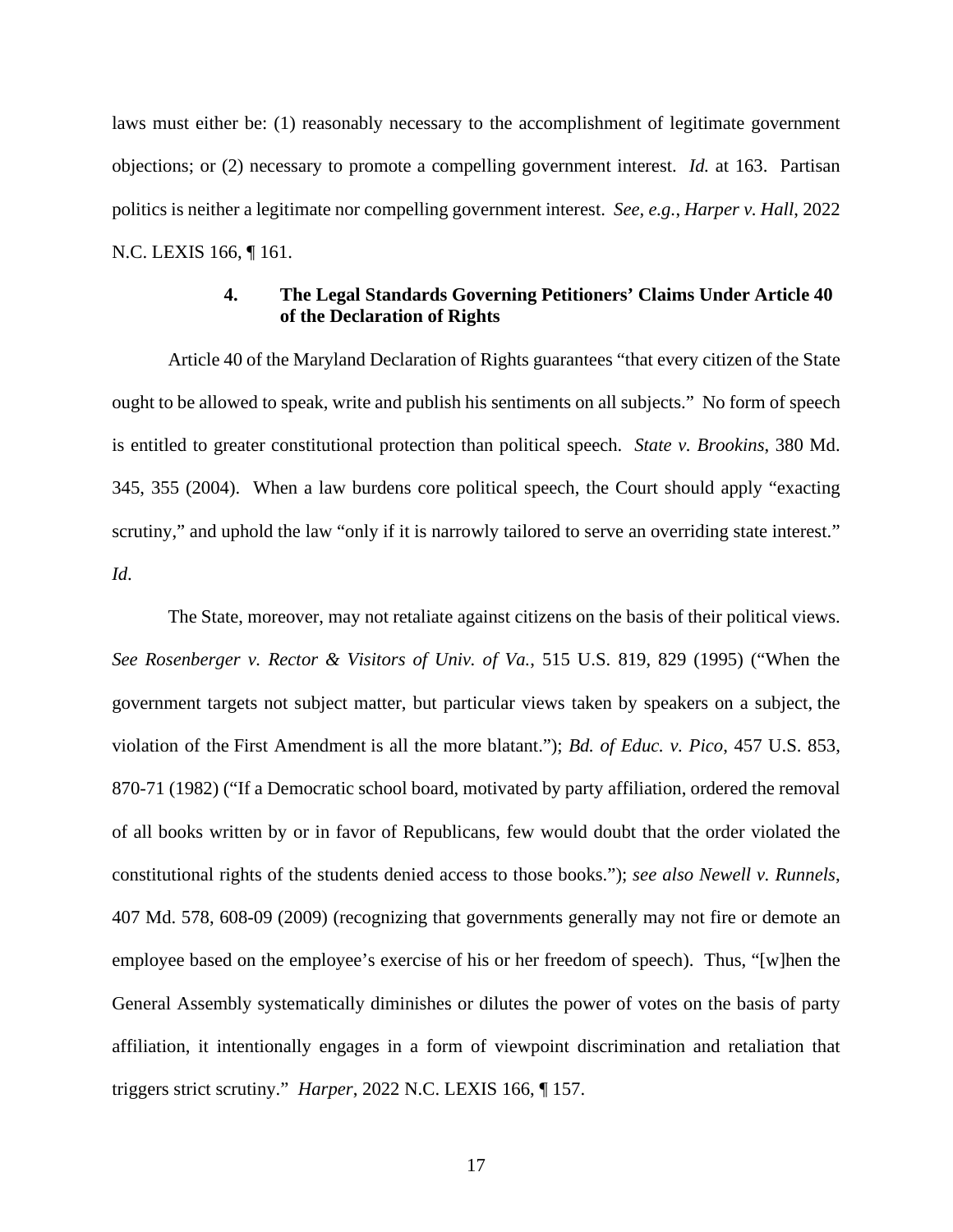laws must either be: (1) reasonably necessary to the accomplishment of legitimate government objections; or (2) necessary to promote a compelling government interest. *Id.* at 163. Partisan politics is neither a legitimate nor compelling government interest. *See, e.g.*, *Harper v. Hall*, 2022 N.C. LEXIS 166, ¶ 161.

#### 4. The Legal Standards Governing Petitioners' Claims Under Article 40 of the Declaration of Rights

Article 40 of the Maryland Declaration of Rights guarantees "that every citizen of the State ought to be allowed to speak, write and publish his sentiments on all subjects." No form of speech is entitled to greater constitutional protection than political speech. *State v. Brookins*, 380 Md. 345, 355 (2004). When a law burdens core political speech, the Court should apply "exacting scrutiny," and uphold the law "only if it is narrowly tailored to serve an overriding state interest." *Id*.

The State, moreover, may not retaliate against citizens on the basis of their political views. *See Rosenberger v. Rector & Visitors of Univ. of Va.*, 515 U.S. 819, 829 (1995) ("When the government targets not subject matter, but particular views taken by speakers on a subject, the violation of the First Amendment is all the more blatant."); *Bd. of Educ. v. Pico*, 457 U.S. 853, 870-71 (1982) ("If a Democratic school board, motivated by party affiliation, ordered the removal of all books written by or in favor of Republicans, few would doubt that the order violated the constitutional rights of the students denied access to those books."); *see also Newell v. Runnels*, 407 Md. 578, 608-09 (2009) (recognizing that governments generally may not fire or demote an employee based on the employee's exercise of his or her freedom of speech). Thus, "[w]hen the General Assembly systematically diminishes or dilutes the power of votes on the basis of party affiliation, it intentionally engages in a form of viewpoint discrimination and retaliation that triggers strict scrutiny." *Harper*, 2022 N.C. LEXIS 166, ¶ 157.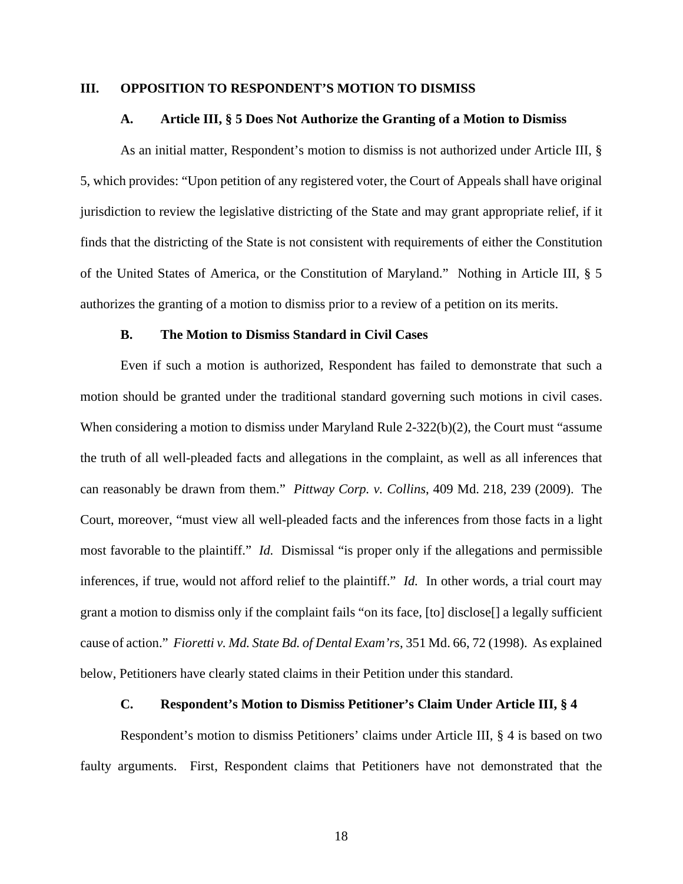## III. OPPOSITION TO RESPONDENT'S MOTION TO DISMISS

### A. Article III, § 5 Does Not Authorize the Granting of a Motion to Dismiss

As an initial matter, Respondent's motion to dismiss is not authorized under Article III, § 5, which provides: "Upon petition of any registered voter, the Court of Appeals shall have original jurisdiction to review the legislative districting of the State and may grant appropriate relief, if it finds that the districting of the State is not consistent with requirements of either the Constitution of the United States of America, or the Constitution of Maryland." Nothing in Article III, § 5 authorizes the granting of a motion to dismiss prior to a review of a petition on its merits.

### B. The Motion to Dismiss Standard in Civil Cases

Even if such a motion is authorized, Respondent has failed to demonstrate that such a motion should be granted under the traditional standard governing such motions in civil cases. When considering a motion to dismiss under Maryland Rule 2-322(b)(2), the Court must "assume the truth of all well-pleaded facts and allegations in the complaint, as well as all inferences that can reasonably be drawn from them." *Pittway Corp. v. Collins*, 409 Md. 218, 239 (2009). The Court, moreover, "must view all well-pleaded facts and the inferences from those facts in a light most favorable to the plaintiff." *Id.* Dismissal "is proper only if the allegations and permissible inferences, if true, would not afford relief to the plaintiff." *Id.* In other words, a trial court may grant a motion to dismiss only if the complaint fails "on its face, [to] disclose[] a legally sufficient cause of action." *Fioretti v. Md. State Bd. of Dental Exam'rs*, 351 Md. 66, 72 (1998). As explained below, Petitioners have clearly stated claims in their Petition under this standard.

### C. Respondent's Motion to Dismiss Petitioner's Claim Under Article III, § 4

Respondent's motion to dismiss Petitioners' claims under Article III, § 4 is based on two faulty arguments. First, Respondent claims that Petitioners have not demonstrated that the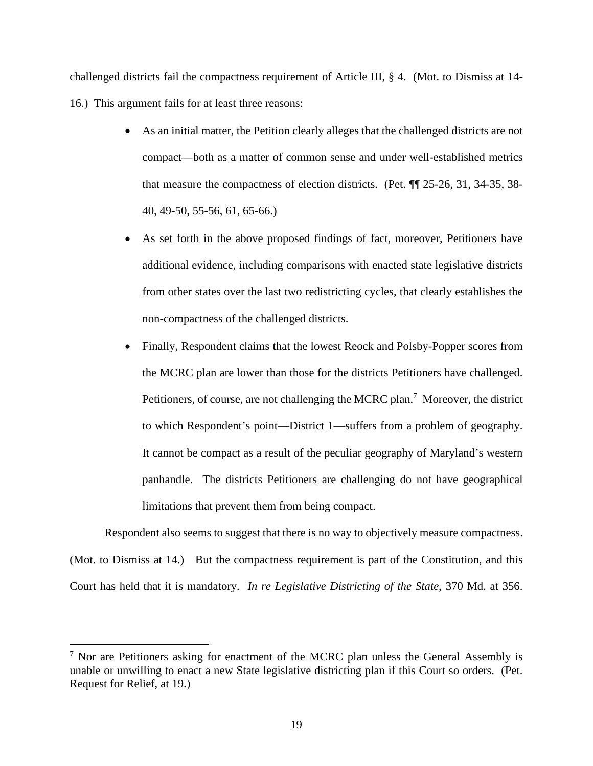challenged districts fail the compactness requirement of Article III, § 4. (Mot. to Dismiss at 14-16.) This argument fails for at least three reasons:

- As an initial matter, the Petition clearly alleges that the challenged districts are not compact—both as a matter of common sense and under well-established metrics that measure the compactness of election districts. (Pet. ¶¶ 25-26, 31, 34-35, 38-40, 49-50, 55-56, 61, 65-66.)
- As set forth in the above proposed findings of fact, moreover, Petitioners have additional evidence, including comparisons with enacted state legislative districts from other states over the last two redistricting cycles, that clearly establishes the non-compactness of the challenged districts.
- Finally, Respondent claims that the lowest Reock and Polsby-Popper scores from the MCRC plan are lower than those for the districts Petitioners have challenged. Petitioners, of course, are not challenging the MCRC plan.[7] Moreover, the district to which Respondent's point—District 1—suffers from a problem of geography. It cannot be compact as a result of the peculiar geography of Maryland's western panhandle. The districts Petitioners are challenging do not have geographical limitations that prevent them from being compact.

Respondent also seems to suggest that there is no way to objectively measure compactness. (Mot. to Dismiss at 14.) But the compactness requirement is part of the Constitution, and this Court has held that it is mandatory. *In re Legislative Districting of the State*, 370 Md. at 356.

[7] Nor are Petitioners asking for enactment of the MCRC plan unless the General Assembly is unable or unwilling to enact a new State legislative districting plan if this Court so orders. (Pet. Request for Relief, at 19.)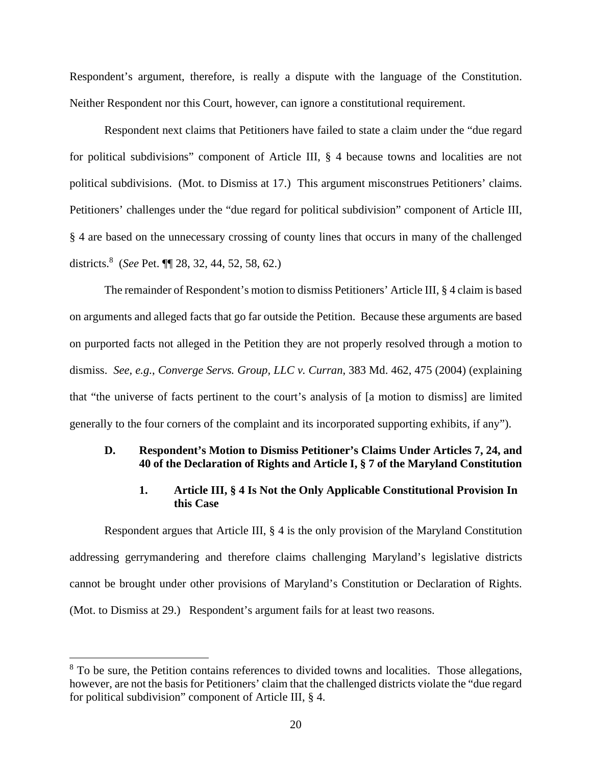Respondent's argument, therefore, is really a dispute with the language of the Constitution. Neither Respondent nor this Court, however, can ignore a constitutional requirement.

Respondent next claims that Petitioners have failed to state a claim under the "due regard for political subdivisions" component of Article III, § 4 because towns and localities are not political subdivisions. (Mot. to Dismiss at 17.) This argument misconstrues Petitioners' claims. Petitioners' challenges under the "due regard for political subdivision" component of Article III, § 4 are based on the unnecessary crossing of county lines that occurs in many of the challenged districts.[8] (*See* Pet. ¶¶ 28, 32, 44, 52, 58, 62.)

The remainder of Respondent's motion to dismiss Petitioners' Article III, § 4 claim is based on arguments and alleged facts that go far outside the Petition. Because these arguments are based on purported facts not alleged in the Petition they are not properly resolved through a motion to dismiss. *See, e.g.*, *Converge Servs. Group, LLC v. Curran*, 383 Md. 462, 475 (2004) (explaining that "the universe of facts pertinent to the court's analysis of [a motion to dismiss] are limited generally to the four corners of the complaint and its incorporated supporting exhibits, if any").

### D. Respondent's Motion to Dismiss Petitioner's Claims Under Articles 7, 24, and 40 of the Declaration of Rights and Article I, § 7 of the Maryland Constitution

#### 1. Article III, § 4 Is Not the Only Applicable Constitutional Provision In this Case

Respondent argues that Article III, § 4 is the only provision of the Maryland Constitution addressing gerrymandering and therefore claims challenging Maryland's legislative districts cannot be brought under other provisions of Maryland's Constitution or Declaration of Rights. (Mot. to Dismiss at 29.) Respondent's argument fails for at least two reasons.

---

[8] To be sure, the Petition contains references to divided towns and localities. Those allegations, however, are not the basis for Petitioners' claim that the challenged districts violate the "due regard for political subdivision" component of Article III, § 4.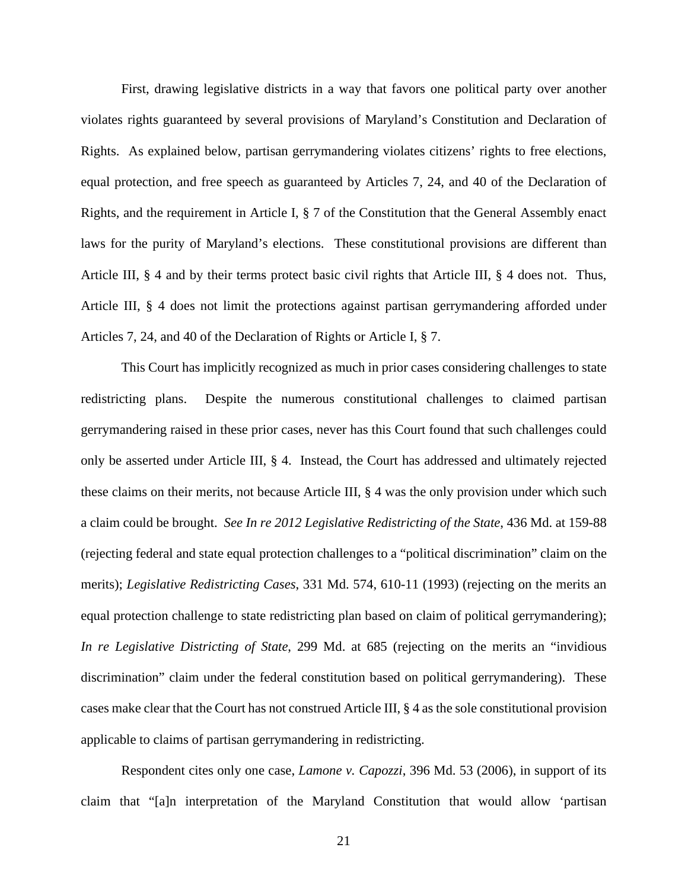First, drawing legislative districts in a way that favors one political party over another violates rights guaranteed by several provisions of Maryland's Constitution and Declaration of Rights. As explained below, partisan gerrymandering violates citizens' rights to free elections, equal protection, and free speech as guaranteed by Articles 7, 24, and 40 of the Declaration of Rights, and the requirement in Article I, § 7 of the Constitution that the General Assembly enact laws for the purity of Maryland's elections. These constitutional provisions are different than Article III, § 4 and by their terms protect basic civil rights that Article III, § 4 does not. Thus, Article III, § 4 does not limit the protections against partisan gerrymandering afforded under Articles 7, 24, and 40 of the Declaration of Rights or Article I, § 7.

This Court has implicitly recognized as much in prior cases considering challenges to state redistricting plans. Despite the numerous constitutional challenges to claimed partisan gerrymandering raised in these prior cases, never has this Court found that such challenges could only be asserted under Article III, § 4. Instead, the Court has addressed and ultimately rejected these claims on their merits, not because Article III, § 4 was the only provision under which such a claim could be brought. *See In re 2012 Legislative Redistricting of the State*, 436 Md. at 159-88 (rejecting federal and state equal protection challenges to a "political discrimination" claim on the merits); *Legislative Redistricting Cases*, 331 Md. 574, 610-11 (1993) (rejecting on the merits an equal protection challenge to state redistricting plan based on claim of political gerrymandering); *In re Legislative Districting of State*, 299 Md. at 685 (rejecting on the merits an "invidious discrimination" claim under the federal constitution based on political gerrymandering). These cases make clear that the Court has not construed Article III, § 4 as the sole constitutional provision applicable to claims of partisan gerrymandering in redistricting.

Respondent cites only one case, *Lamone v. Capozzi*, 396 Md. 53 (2006), in support of its claim that "[a]n interpretation of the Maryland Constitution that would allow 'partisan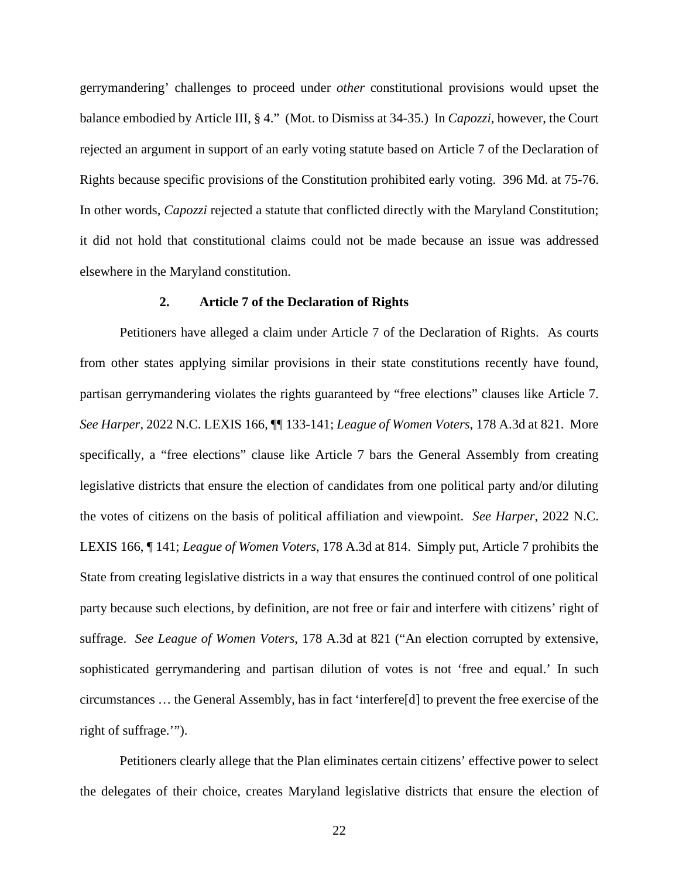gerrymandering' challenges to proceed under *other* constitutional provisions would upset the balance embodied by Article III, § 4." (Mot. to Dismiss at 34-35.) In *Capozzi*, however, the Court rejected an argument in support of an early voting statute based on Article 7 of the Declaration of Rights because specific provisions of the Constitution prohibited early voting. 396 Md. at 75-76. In other words, *Capozzi* rejected a statute that conflicted directly with the Maryland Constitution; it did not hold that constitutional claims could not be made because an issue was addressed elsewhere in the Maryland constitution.

### 2. Article 7 of the Declaration of Rights

Petitioners have alleged a claim under Article 7 of the Declaration of Rights. As courts from other states applying similar provisions in their state constitutions recently have found, partisan gerrymandering violates the rights guaranteed by "free elections" clauses like Article 7. *See Harper*, 2022 N.C. LEXIS 166, ¶¶ 133-141; *League of Women Voters*, 178 A.3d at 821. More specifically, a "free elections" clause like Article 7 bars the General Assembly from creating legislative districts that ensure the election of candidates from one political party and/or diluting the votes of citizens on the basis of political affiliation and viewpoint. *See Harper*, 2022 N.C. LEXIS 166, ¶ 141; *League of Women Voters*, 178 A.3d at 814. Simply put, Article 7 prohibits the State from creating legislative districts in a way that ensures the continued control of one political party because such elections, by definition, are not free or fair and interfere with citizens' right of suffrage. *See League of Women Voters*, 178 A.3d at 821 ("An election corrupted by extensive, sophisticated gerrymandering and partisan dilution of votes is not 'free and equal.' In such circumstances … the General Assembly, has in fact 'interfere[d] to prevent the free exercise of the right of suffrage.'").

Petitioners clearly allege that the Plan eliminates certain citizens' effective power to select the delegates of their choice, creates Maryland legislative districts that ensure the election of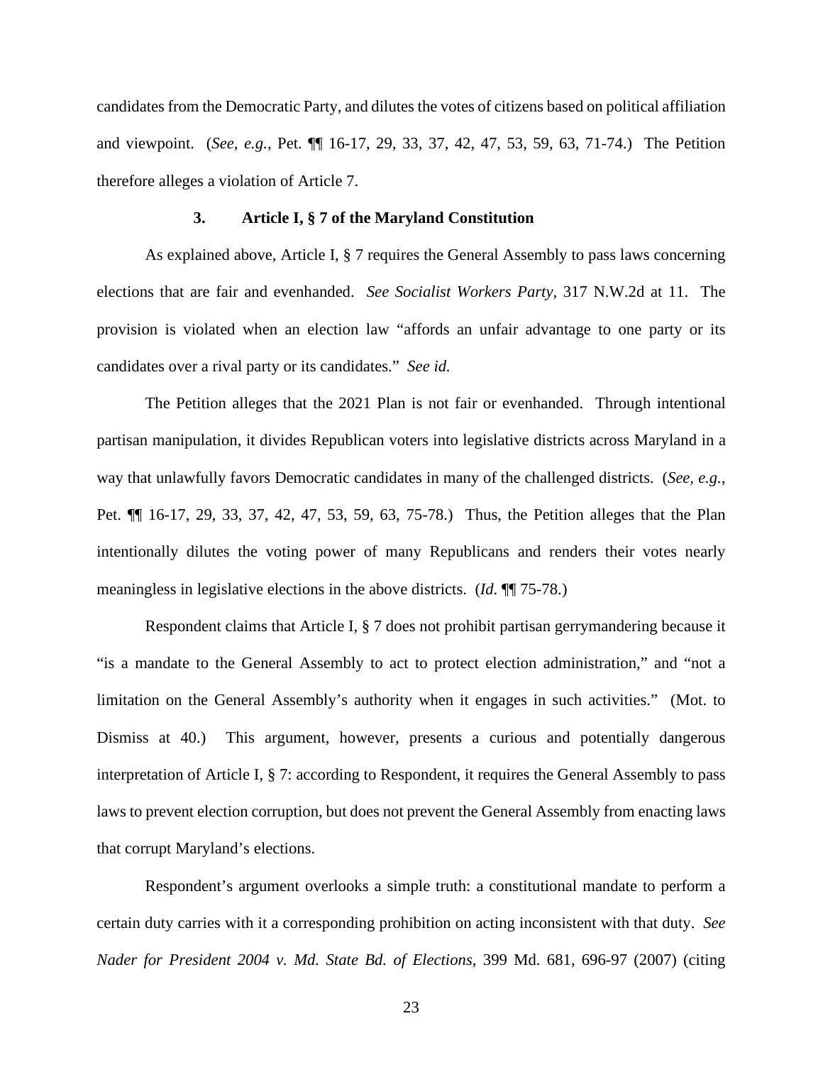candidates from the Democratic Party, and dilutes the votes of citizens based on political affiliation and viewpoint. (*See, e.g.*, Pet. ¶¶ 16-17, 29, 33, 37, 42, 47, 53, 59, 63, 71-74.) The Petition therefore alleges a violation of Article 7.

### 3. Article I, § 7 of the Maryland Constitution

As explained above, Article I, § 7 requires the General Assembly to pass laws concerning elections that are fair and evenhanded. *See Socialist Workers Party*, 317 N.W.2d at 11. The provision is violated when an election law "affords an unfair advantage to one party or its candidates over a rival party or its candidates." *See id.*

The Petition alleges that the 2021 Plan is not fair or evenhanded. Through intentional partisan manipulation, it divides Republican voters into legislative districts across Maryland in a way that unlawfully favors Democratic candidates in many of the challenged districts. (*See, e.g.*, Pet. ¶¶ 16-17, 29, 33, 37, 42, 47, 53, 59, 63, 75-78.) Thus, the Petition alleges that the Plan intentionally dilutes the voting power of many Republicans and renders their votes nearly meaningless in legislative elections in the above districts. (*Id.* ¶¶ 75-78.)

Respondent claims that Article I, § 7 does not prohibit partisan gerrymandering because it "is a mandate to the General Assembly to act to protect election administration," and "not a limitation on the General Assembly's authority when it engages in such activities." (Mot. to Dismiss at 40.) This argument, however, presents a curious and potentially dangerous interpretation of Article I, § 7: according to Respondent, it requires the General Assembly to pass laws to prevent election corruption, but does not prevent the General Assembly from enacting laws that corrupt Maryland's elections.

Respondent's argument overlooks a simple truth: a constitutional mandate to perform a certain duty carries with it a corresponding prohibition on acting inconsistent with that duty. *See Nader for President 2004 v. Md. State Bd. of Elections*, 399 Md. 681, 696-97 (2007) (citing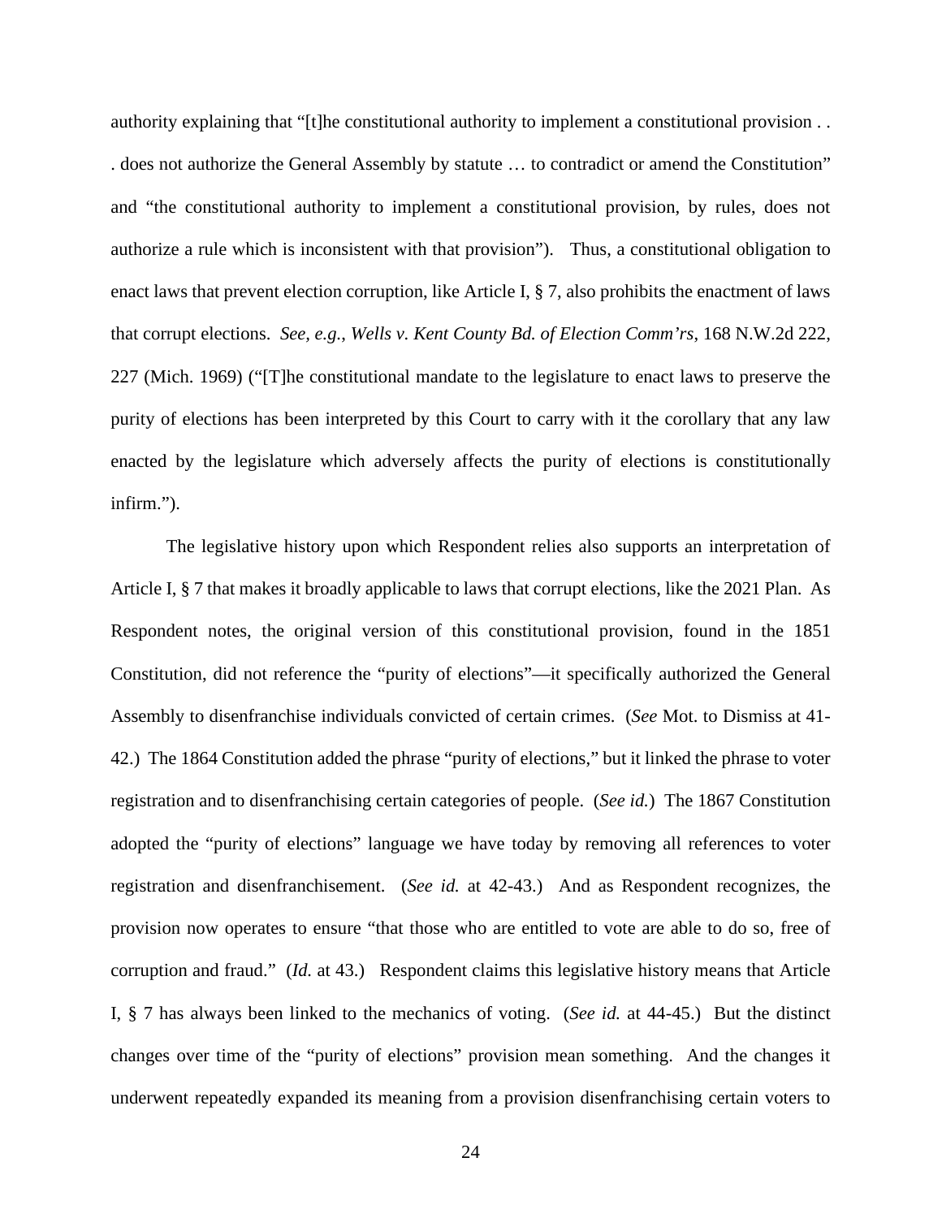authority explaining that "[t]he constitutional authority to implement a constitutional provision . . . does not authorize the General Assembly by statute … to contradict or amend the Constitution" and "the constitutional authority to implement a constitutional provision, by rules, does not authorize a rule which is inconsistent with that provision"). Thus, a constitutional obligation to enact laws that prevent election corruption, like Article I, § 7, also prohibits the enactment of laws that corrupt elections. *See, e.g.*, *Wells v. Kent County Bd. of Election Comm'rs*, 168 N.W.2d 222, 227 (Mich. 1969) ("[T]he constitutional mandate to the legislature to enact laws to preserve the purity of elections has been interpreted by this Court to carry with it the corollary that any law enacted by the legislature which adversely affects the purity of elections is constitutionally infirm.").

The legislative history upon which Respondent relies also supports an interpretation of Article I, § 7 that makes it broadly applicable to laws that corrupt elections, like the 2021 Plan. As Respondent notes, the original version of this constitutional provision, found in the 1851 Constitution, did not reference the "purity of elections"—it specifically authorized the General Assembly to disenfranchise individuals convicted of certain crimes. (*See* Mot. to Dismiss at 41-42.) The 1864 Constitution added the phrase "purity of elections," but it linked the phrase to voter registration and to disenfranchising certain categories of people. (*See id.*) The 1867 Constitution adopted the "purity of elections" language we have today by removing all references to voter registration and disenfranchisement. (*See id.* at 42-43.) And as Respondent recognizes, the provision now operates to ensure "that those who are entitled to vote are able to do so, free of corruption and fraud." (*Id.* at 43.) Respondent claims this legislative history means that Article I, § 7 has always been linked to the mechanics of voting. (*See id.* at 44-45.) But the distinct changes over time of the "purity of elections" provision mean something. And the changes it underwent repeatedly expanded its meaning from a provision disenfranchising certain voters to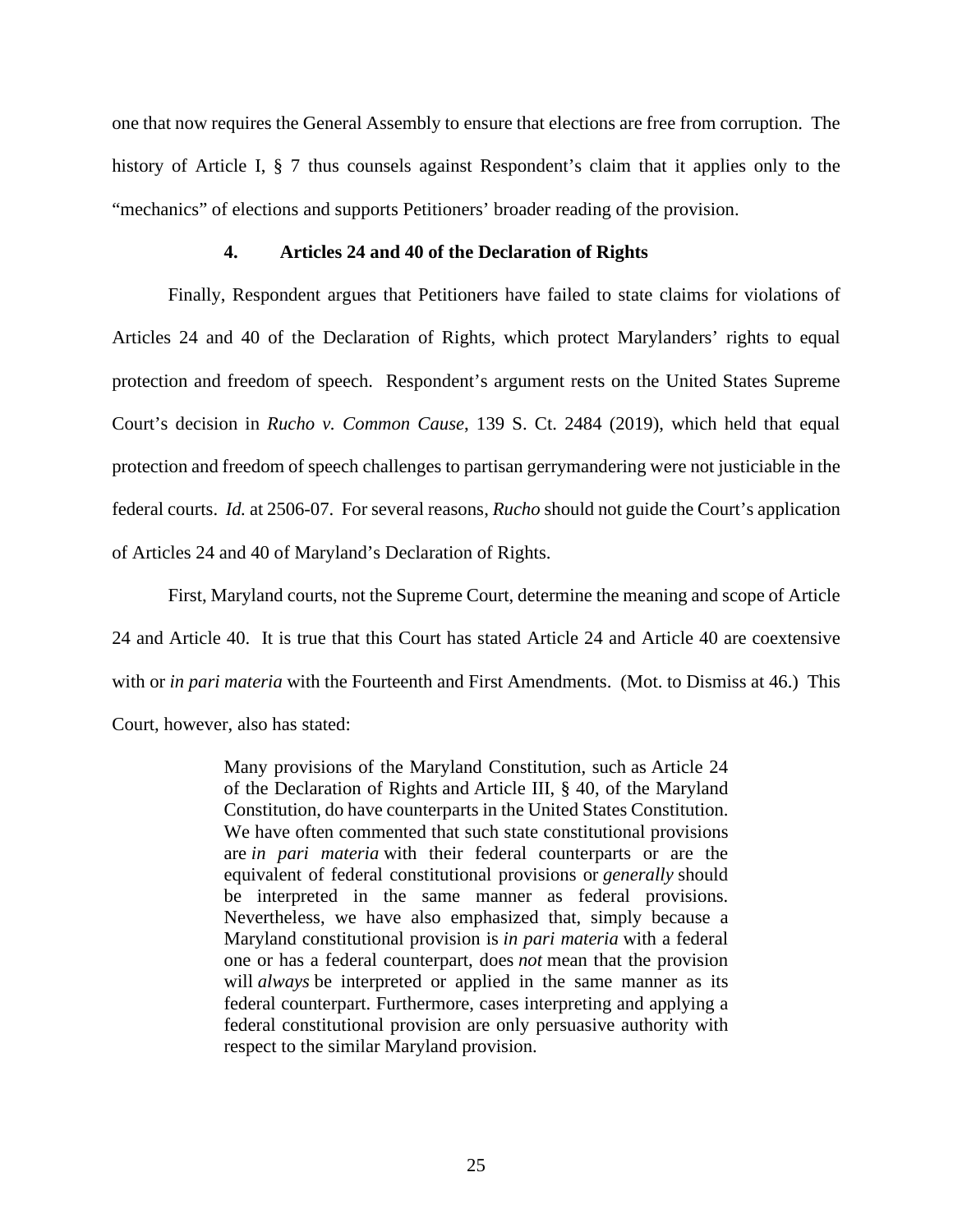one that now requires the General Assembly to ensure that elections are free from corruption. The history of Article I, § 7 thus counsels against Respondent's claim that it applies only to the "mechanics" of elections and supports Petitioners' broader reading of the provision.

#### 4. Articles 24 and 40 of the Declaration of Rights

Finally, Respondent argues that Petitioners have failed to state claims for violations of Articles 24 and 40 of the Declaration of Rights, which protect Marylanders' rights to equal protection and freedom of speech. Respondent's argument rests on the United States Supreme Court's decision in *Rucho v. Common Cause*, 139 S. Ct. 2484 (2019), which held that equal protection and freedom of speech challenges to partisan gerrymandering were not justiciable in the federal courts. *Id.* at 2506-07. For several reasons, *Rucho* should not guide the Court's application of Articles 24 and 40 of Maryland's Declaration of Rights.

First, Maryland courts, not the Supreme Court, determine the meaning and scope of Article 24 and Article 40. It is true that this Court has stated Article 24 and Article 40 are coextensive with or *in pari materia* with the Fourteenth and First Amendments. (Mot. to Dismiss at 46.) This Court, however, also has stated:

> Many provisions of the Maryland Constitution, such as Article 24 of the Declaration of Rights and Article III, § 40, of the Maryland Constitution, do have counterparts in the United States Constitution. We have often commented that such state constitutional provisions are *in pari materia* with their federal counterparts or are the equivalent of federal constitutional provisions or *generally* should be interpreted in the same manner as federal provisions. Nevertheless, we have also emphasized that, simply because a Maryland constitutional provision is *in pari materia* with a federal one or has a federal counterpart, does *not* mean that the provision will *always* be interpreted or applied in the same manner as its federal counterpart. Furthermore, cases interpreting and applying a federal constitutional provision are only persuasive authority with respect to the similar Maryland provision.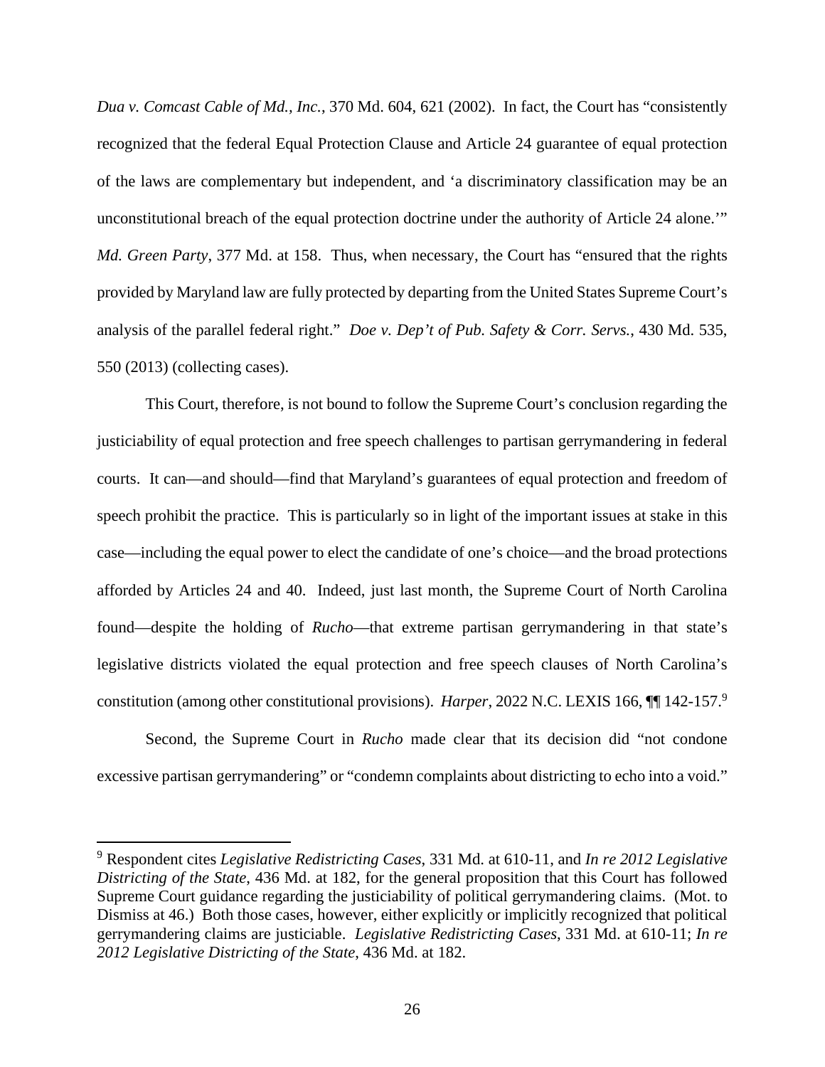*Dua v. Comcast Cable of Md., Inc.*, 370 Md. 604, 621 (2002). In fact, the Court has "consistently recognized that the federal Equal Protection Clause and Article 24 guarantee of equal protection of the laws are complementary but independent, and 'a discriminatory classification may be an unconstitutional breach of the equal protection doctrine under the authority of Article 24 alone.'" *Md. Green Party*, 377 Md. at 158. Thus, when necessary, the Court has "ensured that the rights provided by Maryland law are fully protected by departing from the United States Supreme Court's analysis of the parallel federal right." *Doe v. Dep't of Pub. Safety & Corr. Servs.*, 430 Md. 535, 550 (2013) (collecting cases).

This Court, therefore, is not bound to follow the Supreme Court's conclusion regarding the justiciability of equal protection and free speech challenges to partisan gerrymandering in federal courts. It can—and should—find that Maryland's guarantees of equal protection and freedom of speech prohibit the practice. This is particularly so in light of the important issues at stake in this case—including the equal power to elect the candidate of one's choice—and the broad protections afforded by Articles 24 and 40. Indeed, just last month, the Supreme Court of North Carolina found—despite the holding of *Rucho*—that extreme partisan gerrymandering in that state's legislative districts violated the equal protection and free speech clauses of North Carolina's constitution (among other constitutional provisions). *Harper*, 2022 N.C. LEXIS 166, ¶¶ 142-157.[9]

Second, the Supreme Court in *Rucho* made clear that its decision did "not condone excessive partisan gerrymandering" or "condemn complaints about districting to echo into a void."

[9] Respondent cites *Legislative Redistricting Cases*, 331 Md. at 610-11, and *In re 2012 Legislative Districting of the State*, 436 Md. at 182, for the general proposition that this Court has followed Supreme Court guidance regarding the justiciability of political gerrymandering claims. (Mot. to Dismiss at 46.) Both those cases, however, either explicitly or implicitly recognized that political gerrymandering claims are justiciable. *Legislative Redistricting Cases*, 331 Md. at 610-11; *In re 2012 Legislative Districting of the State*, 436 Md. at 182.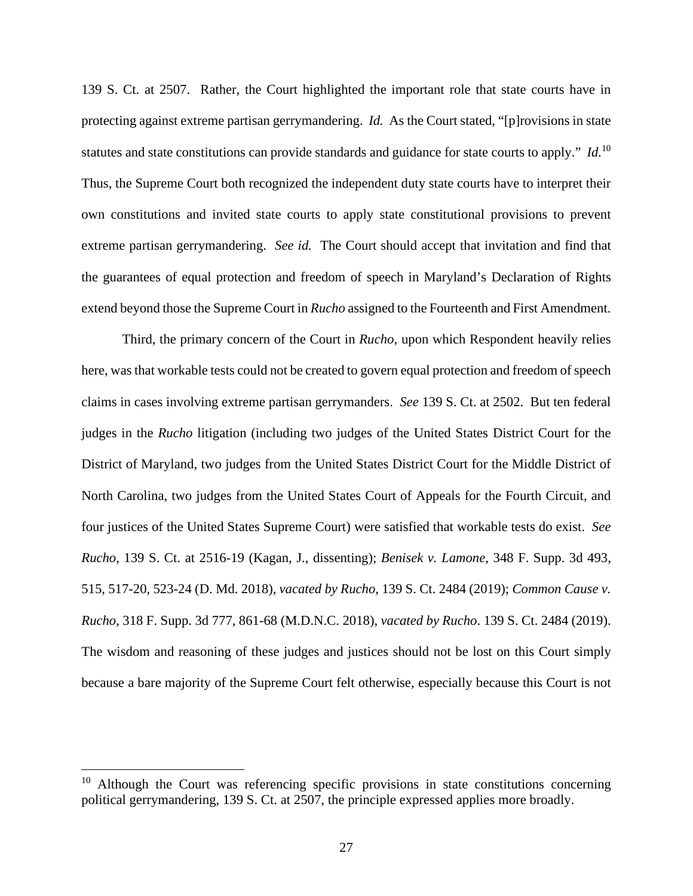139 S. Ct. at 2507. Rather, the Court highlighted the important role that state courts have in protecting against extreme partisan gerrymandering. *Id.* As the Court stated, "[p]rovisions in state statutes and state constitutions can provide standards and guidance for state courts to apply." *Id.*[10] Thus, the Supreme Court both recognized the independent duty state courts have to interpret their own constitutions and invited state courts to apply state constitutional provisions to prevent extreme partisan gerrymandering. *See id.* The Court should accept that invitation and find that the guarantees of equal protection and freedom of speech in Maryland's Declaration of Rights extend beyond those the Supreme Court in *Rucho* assigned to the Fourteenth and First Amendment.

Third, the primary concern of the Court in *Rucho*, upon which Respondent heavily relies here, was that workable tests could not be created to govern equal protection and freedom of speech claims in cases involving extreme partisan gerrymanders. *See* 139 S. Ct. at 2502. But ten federal judges in the *Rucho* litigation (including two judges of the United States District Court for the District of Maryland, two judges from the United States District Court for the Middle District of North Carolina, two judges from the United States Court of Appeals for the Fourth Circuit, and four justices of the United States Supreme Court) were satisfied that workable tests do exist. *See Rucho*, 139 S. Ct. at 2516-19 (Kagan, J., dissenting); *Benisek v. Lamone*, 348 F. Supp. 3d 493, 515, 517-20, 523-24 (D. Md. 2018), *vacated by Rucho*, 139 S. Ct. 2484 (2019); *Common Cause v. Rucho*, 318 F. Supp. 3d 777, 861-68 (M.D.N.C. 2018), *vacated by Rucho*. 139 S. Ct. 2484 (2019). The wisdom and reasoning of these judges and justices should not be lost on this Court simply because a bare majority of the Supreme Court felt otherwise, especially because this Court is not

[10] Although the Court was referencing specific provisions in state constitutions concerning political gerrymandering, 139 S. Ct. at 2507, the principle expressed applies more broadly.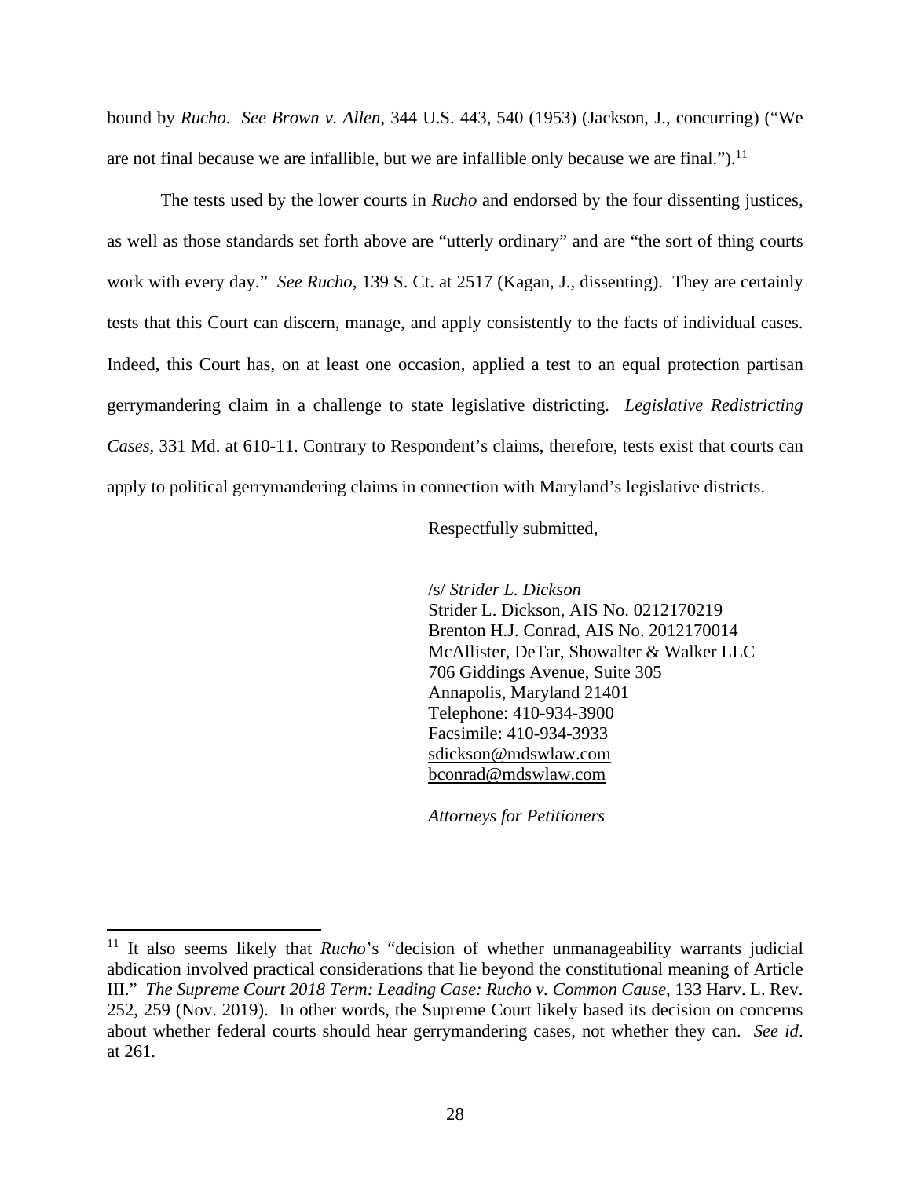bound by *Rucho*. *See Brown v. Allen*, 344 U.S. 443, 540 (1953) (Jackson, J., concurring) ("We are not final because we are infallible, but we are infallible only because we are final.").[11]

The tests used by the lower courts in *Rucho* and endorsed by the four dissenting justices, as well as those standards set forth above are "utterly ordinary" and are "the sort of thing courts work with every day." *See Rucho*, 139 S. Ct. at 2517 (Kagan, J., dissenting). They are certainly tests that this Court can discern, manage, and apply consistently to the facts of individual cases. Indeed, this Court has, on at least one occasion, applied a test to an equal protection partisan gerrymandering claim in a challenge to state legislative districting. *Legislative Redistricting Cases*, 331 Md. at 610-11. Contrary to Respondent's claims, therefore, tests exist that courts can apply to political gerrymandering claims in connection with Maryland's legislative districts.

Respectfully submitted,

/s/ *Strider L. Dickson*
Strider L. Dickson, AIS No. 0212170219
Brenton H.J. Conrad, AIS No. 2012170014
McAllister, DeTar, Showalter & Walker LLC
706 Giddings Avenue, Suite 305
Annapolis, Maryland 21401
Telephone: 410-934-3900
Facsimile: 410-934-3933
sdickson@mdswlaw.com
bconrad@mdswlaw.com

*Attorneys for Petitioners*

---

[11] It also seems likely that *Rucho*'s "decision of whether unmanageability warrants judicial abdication involved practical considerations that lie beyond the constitutional meaning of Article III." *The Supreme Court 2018 Term: Leading Case: Rucho v. Common Cause*, 133 Harv. L. Rev. 252, 259 (Nov. 2019). In other words, the Supreme Court likely based its decision on concerns about whether federal courts should hear gerrymandering cases, not whether they can. *See id*. at 261.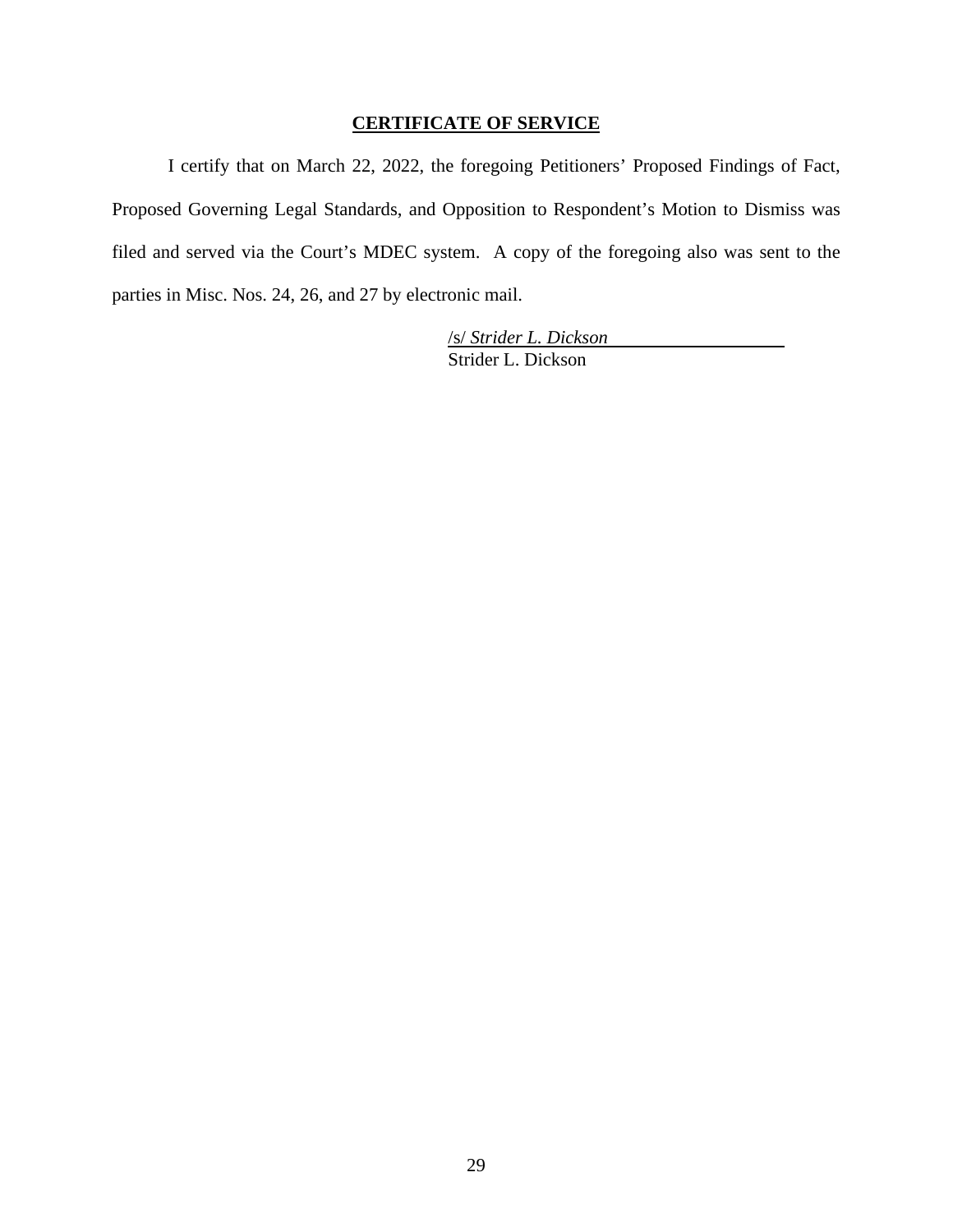**CERTIFICATE OF SERVICE**

I certify that on March 22, 2022, the foregoing Petitioners' Proposed Findings of Fact, Proposed Governing Legal Standards, and Opposition to Respondent's Motion to Dismiss was filed and served via the Court's MDEC system. A copy of the foregoing also was sent to the parties in Misc. Nos. 24, 26, and 27 by electronic mail.

/s/ *Strider L. Dickson*
Strider L. Dickson